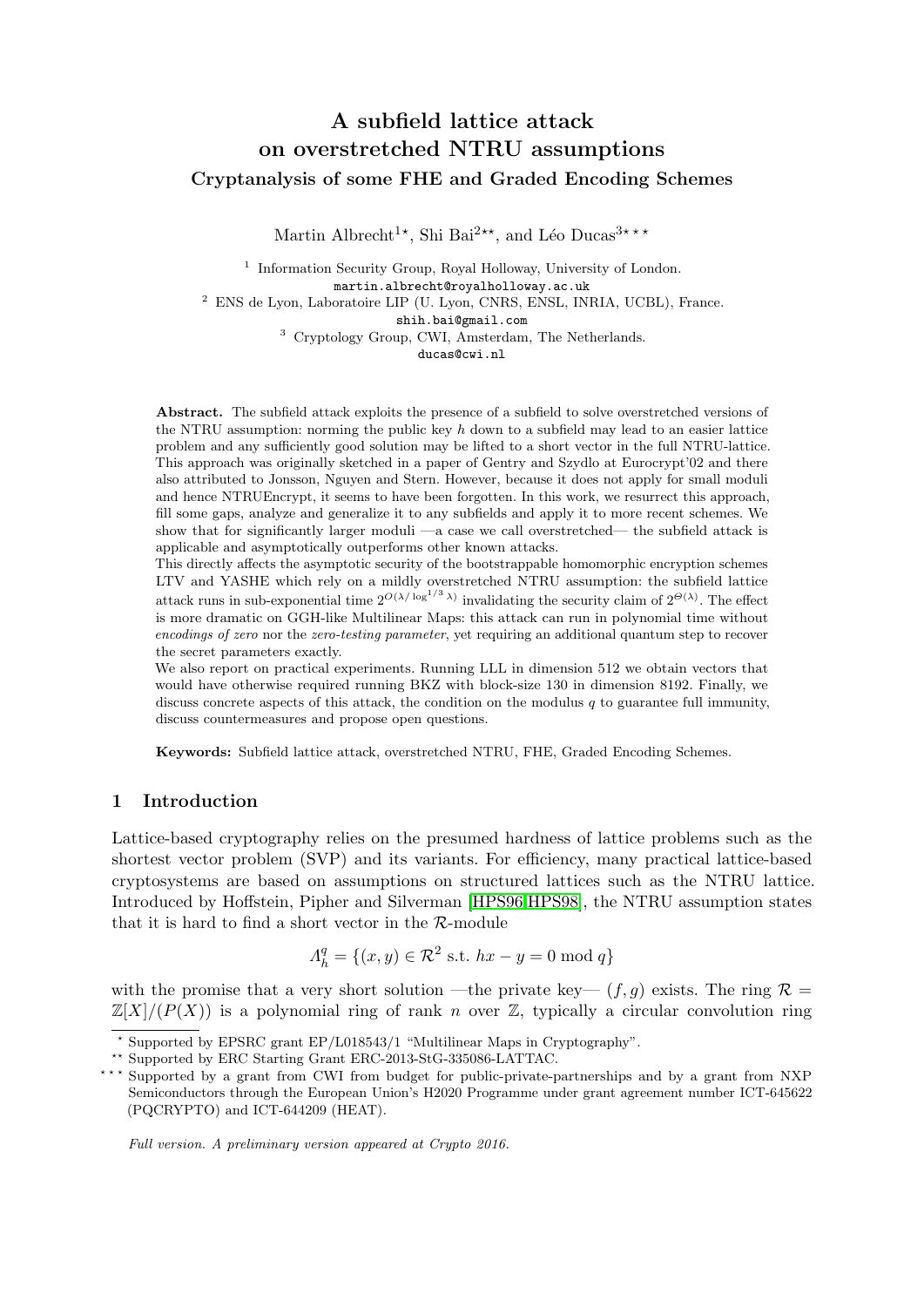# A subfield lattice attack on overstretched NTRU assumptions

## Cryptanalysis of some FHE and Graded Encoding Schemes

Martin Albrecht[1,⋆], Shi Bai[2,⋆⋆], and Léo Ducas[3,⋆⋆⋆]

[1] Information Security Group, Royal Holloway, University of London.
martin.albrecht@royalholloway.ac.uk

[2] ENS de Lyon, Laboratoire LIP (U. Lyon, CNRS, ENSL, INRIA, UCBL), France.
shih.bai@gmail.com

[3] Cryptology Group, CWI, Amsterdam, The Netherlands.
ducas@cwi.nl

**Abstract.** The subfield attack exploits the presence of a subfield to solve overstretched versions of the NTRU assumption: norming the public key $h$ down to a subfield may lead to an easier lattice problem and any sufficiently good solution may be lifted to a short vector in the full NTRU-lattice. This approach was originally sketched in a paper of Gentry and Szydlo at Eurocrypt'02 and there also attributed to Jonsson, Nguyen and Stern. However, because it does not apply for small moduli and hence NTRUEncrypt, it seems to have been forgotten. In this work, we resurrect this approach, fill some gaps, analyze and generalize it to any subfields and apply it to more recent schemes. We show that for significantly larger moduli —a case we call overstretched— the subfield attack is applicable and asymptotically outperforms other known attacks.

This directly affects the asymptotic security of the bootstrappable homomorphic encryption schemes LTV and YASHE which rely on a mildly overstretched NTRU assumption: the subfield lattice attack runs in sub-exponential time $2^{O(\lambda/\log^{1/3}\lambda)}$ invalidating the security claim of $2^{\Theta(\lambda)}$. The effect is more dramatic on GGH-like Multilinear Maps: this attack can run in polynomial time without *encodings of zero* nor the *zero-testing parameter*, yet requiring an additional quantum step to recover the secret parameters exactly.

We also report on practical experiments. Running LLL in dimension 512 we obtain vectors that would have otherwise required running BKZ with block-size 130 in dimension 8192. Finally, we discuss concrete aspects of this attack, the condition on the modulus $q$ to guarantee full immunity, discuss countermeasures and propose open questions.

**Keywords:** Subfield lattice attack, overstretched NTRU, FHE, Graded Encoding Schemes.

## 1 Introduction

Lattice-based cryptography relies on the presumed hardness of lattice problems such as the shortest vector problem (SVP) and its variants. For efficiency, many practical lattice-based cryptosystems are based on assumptions on structured lattices such as the NTRU lattice. Introduced by Hoffstein, Pipher and Silverman [HPS96,HPS98], the NTRU assumption states that it is hard to find a short vector in the $\mathcal{R}$-module

$$\Lambda_h^q = \{(x, y) \in \mathcal{R}^2 \text{ s.t. } hx - y = 0 \bmod q\}$$

with the promise that a very short solution —the private key— $(f, g)$ exists. The ring $\mathcal{R} = \mathbb{Z}[X]/(P(X))$ is a polynomial ring of rank $n$ over $\mathbb{Z}$, typically a circular convolution ring

⋆ Supported by EPSRC grant EP/L018543/1 "Multilinear Maps in Cryptography".

⋆⋆ Supported by ERC Starting Grant ERC-2013-StG-335086-LATTAC.

⋆⋆⋆ Supported by a grant from CWI from budget for public-private-partnerships and by a grant from NXP Semiconductors through the European Union's H2020 Programme under grant agreement number ICT-645622 (PQCRYPTO) and ICT-644209 (HEAT).

*Full version. A preliminary version appeared at Crypto 2016.*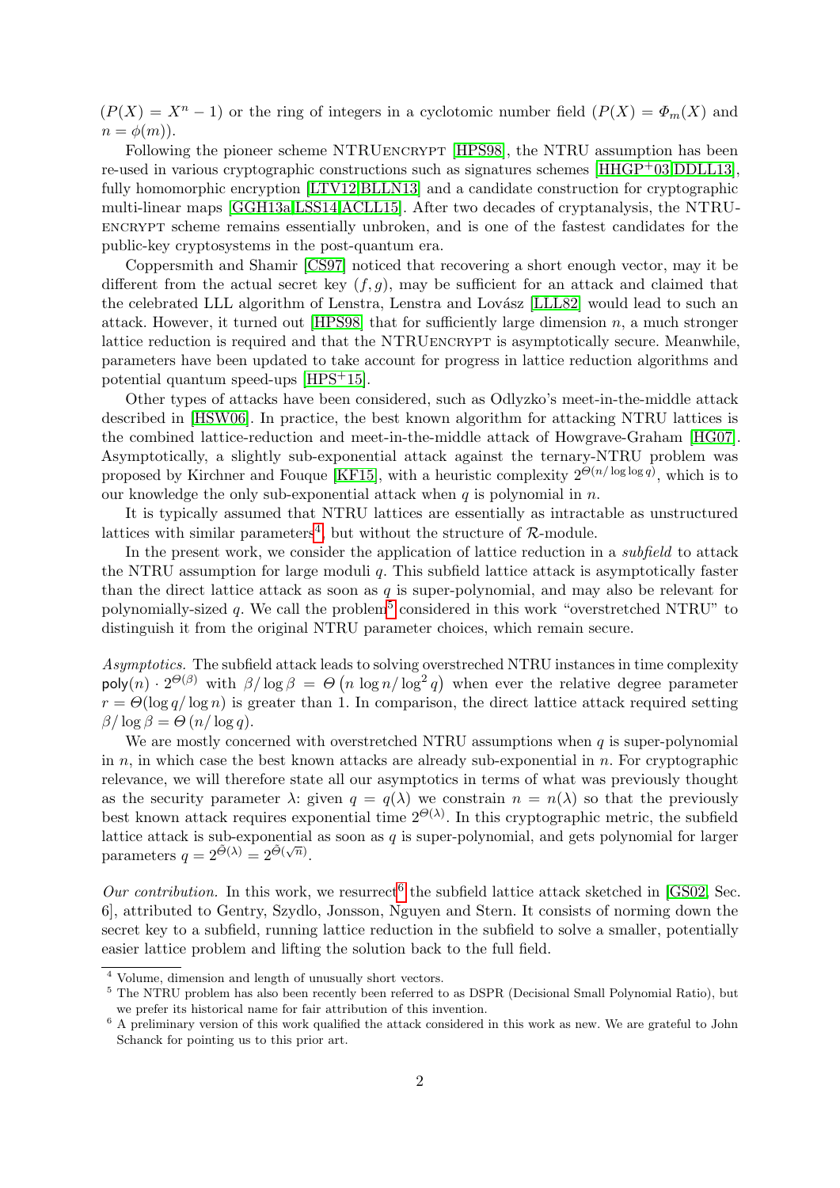$(P(X) = X^n - 1)$ or the ring of integers in a cyclotomic number field $(P(X) = \Phi_m(X)$ and $n = \phi(m))$.

Following the pioneer scheme NTRUEncrypt [HPS98], the NTRU assumption has been re-used in various cryptographic constructions such as signatures schemes [HHGP+03,DDLL13], fully homomorphic encryption [LTV12,BLLN13] and a candidate construction for cryptographic multi-linear maps [GGH13a,LSS14,ACLL15]. After two decades of cryptanalysis, the NTRUEncrypt scheme remains essentially unbroken, and is one of the fastest candidates for the public-key cryptosystems in the post-quantum era.

Coppersmith and Shamir [CS97] noticed that recovering a short enough vector, may it be different from the actual secret key $(f, g)$, may be sufficient for an attack and claimed that the celebrated LLL algorithm of Lenstra, Lenstra and Lovász [LLL82] would lead to such an attack. However, it turned out [HPS98] that for sufficiently large dimension $n$, a much stronger lattice reduction is required and that the NTRUEncrypt is asymptotically secure. Meanwhile, parameters have been updated to take account for progress in lattice reduction algorithms and potential quantum speed-ups [HPS+15].

Other types of attacks have been considered, such as Odlyzko's meet-in-the-middle attack described in [HSW06]. In practice, the best known algorithm for attacking NTRU lattices is the combined lattice-reduction and meet-in-the-middle attack of Howgrave-Graham [HG07]. Asymptotically, a slightly sub-exponential attack against the ternary-NTRU problem was proposed by Kirchner and Fouque [KF15], with a heuristic complexity $2^{\Theta(n/\log\log q)}$, which is to our knowledge the only sub-exponential attack when $q$ is polynomial in $n$.

It is typically assumed that NTRU lattices are essentially as intractable as unstructured lattices with similar parameters[4], but without the structure of $\mathcal{R}$-module.

In the present work, we consider the application of lattice reduction in a *subfield* to attack the NTRU assumption for large moduli $q$. This subfield lattice attack is asymptotically faster than the direct lattice attack as soon as $q$ is super-polynomial, and may also be relevant for polynomially-sized $q$. We call the problem[5] considered in this work "overstretched NTRU" to distinguish it from the original NTRU parameter choices, which remain secure.

*Asymptotics.* The subfield attack leads to solving overstreched NTRU instances in time complexity $\mathsf{poly}(n) \cdot 2^{\Theta(\beta)}$ with $\beta/\log\beta = \Theta\left(n \log n/\log^2 q\right)$ when ever the relative degree parameter $r = \Theta(\log q/\log n)$ is greater than 1. In comparison, the direct lattice attack required setting $\beta/\log\beta = \Theta\left(n/\log q\right)$.

We are mostly concerned with overstretched NTRU assumptions when $q$ is super-polynomial in $n$, in which case the best known attacks are already sub-exponential in $n$. For cryptographic relevance, we will therefore state all our asymptotics in terms of what was previously thought as the security parameter $\lambda$: given $q = q(\lambda)$ we constrain $n = n(\lambda)$ so that the previously best known attack requires exponential time $2^{\Theta(\lambda)}$. In this cryptographic metric, the subfield lattice attack is sub-exponential as soon as $q$ is super-polynomial, and gets polynomial for larger parameters $q = 2^{\tilde{\Theta}(\lambda)} = 2^{\tilde{\Theta}(\sqrt{n})}$.

*Our contribution.* In this work, we resurrect[6] the subfield lattice attack sketched in [GS02, Sec. 6], attributed to Gentry, Szydlo, Jonsson, Nguyen and Stern. It consists of norming down the secret key to a subfield, running lattice reduction in the subfield to solve a smaller, potentially easier lattice problem and lifting the solution back to the full field.

[4] Volume, dimension and length of unusually short vectors.

[5] The NTRU problem has also been recently been referred to as DSPR (Decisional Small Polynomial Ratio), but we prefer its historical name for fair attribution of this invention.

[6] A preliminary version of this work qualified the attack considered in this work as new. We are grateful to John Schanck for pointing us to this prior art.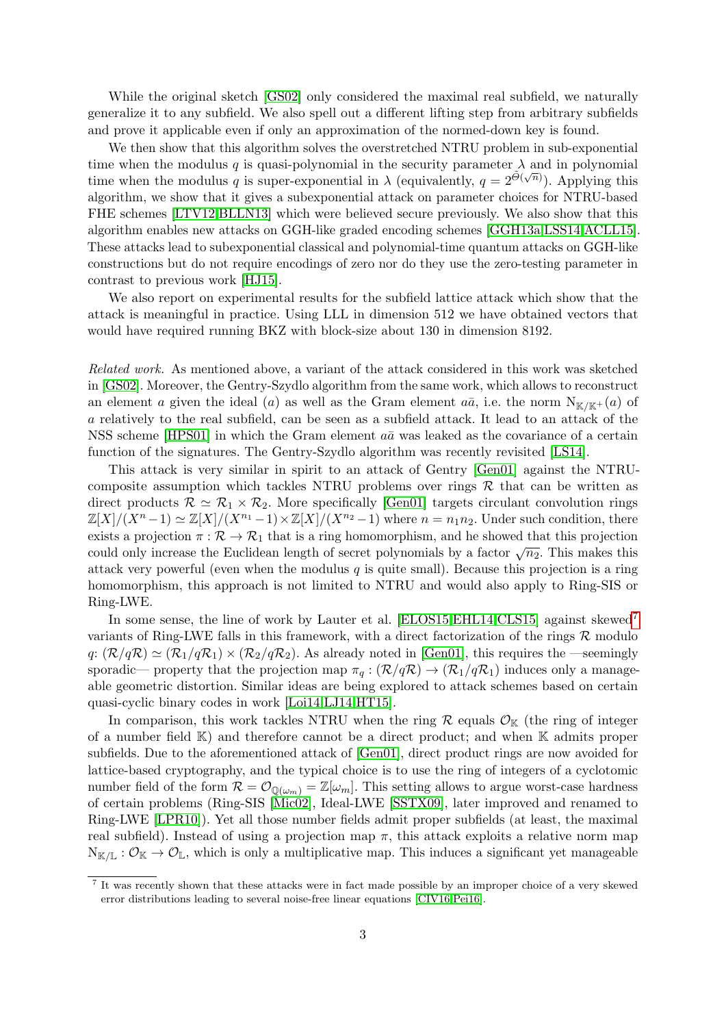While the original sketch [GS02] only considered the maximal real subfield, we naturally generalize it to any subfield. We also spell out a different lifting step from arbitrary subfields and prove it applicable even if only an approximation of the normed-down key is found.

We then show that this algorithm solves the overstretched NTRU problem in sub-exponential time when the modulus $q$ is quasi-polynomial in the security parameter $\lambda$ and in polynomial time when the modulus $q$ is super-exponential in $\lambda$ (equivalently, $q = 2^{\tilde{\Theta}(\sqrt{n})}$). Applying this algorithm, we show that it gives a subexponential attack on parameter choices for NTRU-based FHE schemes [LTV12,BLLN13] which were believed secure previously. We also show that this algorithm enables new attacks on GGH-like graded encoding schemes [GGH13a,LSS14,ACLL15]. These attacks lead to subexponential classical and polynomial-time quantum attacks on GGH-like constructions but do not require encodings of zero nor do they use the zero-testing parameter in contrast to previous work [HJ15].

We also report on experimental results for the subfield lattice attack which show that the attack is meaningful in practice. Using LLL in dimension 512 we have obtained vectors that would have required running BKZ with block-size about 130 in dimension 8192.

*Related work.* As mentioned above, a variant of the attack considered in this work was sketched in [GS02]. Moreover, the Gentry-Szydlo algorithm from the same work, which allows to reconstruct an element $a$ given the ideal $(a)$ as well as the Gram element $a\bar{a}$, i.e. the norm $\mathrm{N}_{\mathbb{K}/\mathbb{K}^+}(a)$ of $a$ relatively to the real subfield, can be seen as a subfield attack. It lead to an attack of the NSS scheme [HPS01] in which the Gram element $a\bar{a}$ was leaked as the covariance of a certain function of the signatures. The Gentry-Szydlo algorithm was recently revisited [LS14].

This attack is very similar in spirit to an attack of Gentry [Gen01] against the NTRU-composite assumption which tackles NTRU problems over rings $\mathcal{R}$ that can be written as direct products $\mathcal{R} \simeq \mathcal{R}_1 \times \mathcal{R}_2$. More specifically [Gen01] targets circulant convolution rings $\mathbb{Z}[X]/(X^n - 1) \simeq \mathbb{Z}[X]/(X^{n_1} - 1) \times \mathbb{Z}[X]/(X^{n_2} - 1)$ where $n = n_1 n_2$. Under such condition, there exists a projection $\pi : \mathcal{R} \to \mathcal{R}_1$ that is a ring homomorphism, and he showed that this projection could only increase the Euclidean length of secret polynomials by a factor $\sqrt{n_2}$. This makes this attack very powerful (even when the modulus $q$ is quite small). Because this projection is a ring homomorphism, this approach is not limited to NTRU and would also apply to Ring-SIS or Ring-LWE.

In some sense, the line of work by Lauter et al. [ELOS15,EHL14,CLS15] against skewed[7] variants of Ring-LWE falls in this framework, with a direct factorization of the rings $\mathcal{R}$ modulo $q$: $(\mathcal{R}/q\mathcal{R}) \simeq (\mathcal{R}_1/q\mathcal{R}_1) \times (\mathcal{R}_2/q\mathcal{R}_2)$. As already noted in [Gen01], this requires the —seemingly sporadic— property that the projection map $\pi_q : (\mathcal{R}/q\mathcal{R}) \to (\mathcal{R}_1/q\mathcal{R}_1)$ induces only a manageable geometric distortion. Similar ideas are being explored to attack schemes based on certain quasi-cyclic binary codes in work [Loi14,LJ14,HT15].

In comparison, this work tackles NTRU when the ring $\mathcal{R}$ equals $\mathcal{O}_\mathbb{K}$ (the ring of integer of a number field $\mathbb{K}$) and therefore cannot be a direct product; and when $\mathbb{K}$ admits proper subfields. Due to the aforementioned attack of [Gen01], direct product rings are now avoided for lattice-based cryptography, and the typical choice is to use the ring of integers of a cyclotomic number field of the form $\mathcal{R} = \mathcal{O}_{\mathbb{Q}(\omega_m)} = \mathbb{Z}[\omega_m]$. This setting allows to argue worst-case hardness of certain problems (Ring-SIS [Mic02], Ideal-LWE [SSTX09], later improved and renamed to Ring-LWE [LPR10]). Yet all those number fields admit proper subfields (at least, the maximal real subfield). Instead of using a projection map $\pi$, this attack exploits a relative norm map $\mathrm{N}_{\mathbb{K}/\mathbb{L}} : \mathcal{O}_\mathbb{K} \to \mathcal{O}_\mathbb{L}$, which is only a multiplicative map. This induces a significant yet manageable

[7] It was recently shown that these attacks were in fact made possible by an improper choice of a very skewed error distributions leading to several noise-free linear equations [CIV16,Pei16].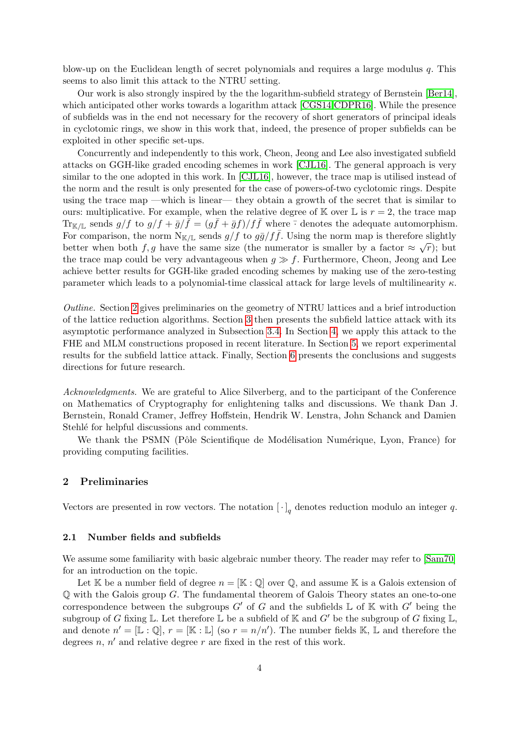blow-up on the Euclidean length of secret polynomials and requires a large modulus $q$. This seems to also limit this attack to the NTRU setting.

Our work is also strongly inspired by the the logarithm-subfield strategy of Bernstein [Ber14], which anticipated other works towards a logarithm attack [CGS14,CDPR16]. While the presence of subfields was in the end not necessary for the recovery of short generators of principal ideals in cyclotomic rings, we show in this work that, indeed, the presence of proper subfields can be exploited in other specific set-ups.

Concurrently and independently to this work, Cheon, Jeong and Lee also investigated subfield attacks on GGH-like graded encoding schemes in work [CJL16]. The general approach is very similar to the one adopted in this work. In [CJL16], however, the trace map is utilised instead of the norm and the result is only presented for the case of powers-of-two cyclotomic rings. Despite using the trace map —which is linear— they obtain a growth of the secret that is similar to ours: multiplicative. For example, when the relative degree of $\mathbb{K}$ over $\mathbb{L}$ is $r = 2$, the trace map $\mathrm{Tr}_{\mathbb{K}/\mathbb{L}}$ sends $g/f$ to $g/f + \bar{g}/\bar{f} = (g\bar{f} + \bar{g}f)/f\bar{f}$ where $\bar{\cdot}$ denotes the adequate automorphism. For comparison, the norm $\mathrm{N}_{\mathbb{K}/\mathbb{L}}$ sends $g/f$ to $g\bar{g}/f\bar{f}$. Using the norm map is therefore slightly better when both $f, g$ have the same size (the numerator is smaller by a factor $\approx \sqrt{r}$); but the trace map could be very advantageous when $g \gg f$. Furthermore, Cheon, Jeong and Lee achieve better results for GGH-like graded encoding schemes by making use of the zero-testing parameter which leads to a polynomial-time classical attack for large levels of multilinearity $\kappa$.

*Outline.* Section 2 gives preliminaries on the geometry of NTRU lattices and a brief introduction of the lattice reduction algorithms. Section 3 then presents the subfield lattice attack with its asymptotic performance analyzed in Subsection 3.4. In Section 4, we apply this attack to the FHE and MLM constructions proposed in recent literature. In Section 5, we report experimental results for the subfield lattice attack. Finally, Section 6 presents the conclusions and suggests directions for future research.

*Acknowledgments.* We are grateful to Alice Silverberg, and to the participant of the Conference on Mathematics of Cryptography for enlightening talks and discussions. We thank Dan J. Bernstein, Ronald Cramer, Jeffrey Hoffstein, Hendrik W. Lenstra, John Schanck and Damien Stehlé for helpful discussions and comments.

We thank the PSMN (Pôle Scientifique de Modélisation Numérique, Lyon, France) for providing computing facilities.

## 2 Preliminaries

Vectors are presented in row vectors. The notation $[\,\cdot\,]_q$ denotes reduction modulo an integer $q$.

### 2.1 Number fields and subfields

We assume some familiarity with basic algebraic number theory. The reader may refer to [Sam70] for an introduction on the topic.

Let $\mathbb{K}$ be a number field of degree $n = [\mathbb{K} : \mathbb{Q}]$ over $\mathbb{Q}$, and assume $\mathbb{K}$ is a Galois extension of $\mathbb{Q}$ with the Galois group $G$. The fundamental theorem of Galois Theory states an one-to-one correspondence between the subgroups $G'$ of $G$ and the subfields $\mathbb{L}$ of $\mathbb{K}$ with $G'$ being the subgroup of $G$ fixing $\mathbb{L}$. Let therefore $\mathbb{L}$ be a subfield of $\mathbb{K}$ and $G'$ be the subgroup of $G$ fixing $\mathbb{L}$, and denote $n' = [\mathbb{L} : \mathbb{Q}]$, $r = [\mathbb{K} : \mathbb{L}]$ (so $r = n/n'$). The number fields $\mathbb{K}$, $\mathbb{L}$ and therefore the degrees $n$, $n'$ and relative degree $r$ are fixed in the rest of this work.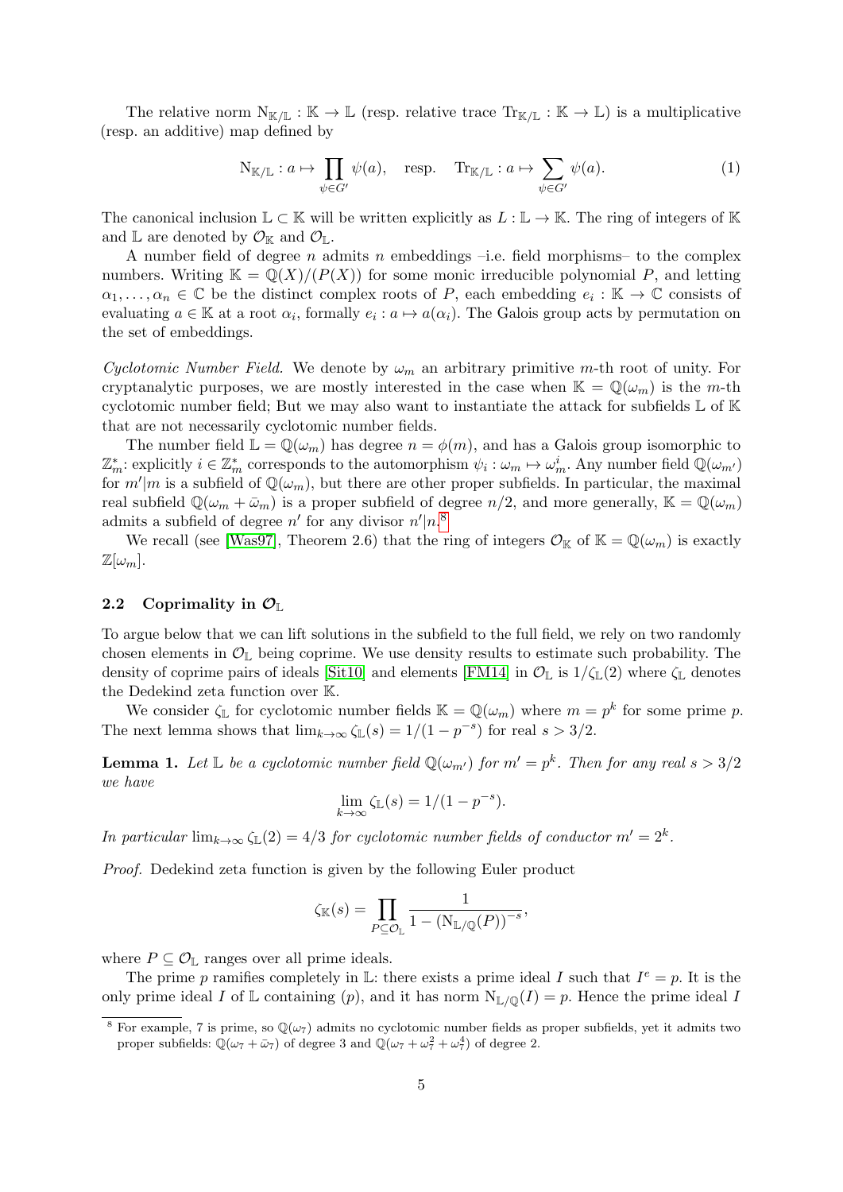The relative norm $\mathrm{N}_{\mathbb{K}/\mathbb{L}} : \mathbb{K} \to \mathbb{L}$ (resp. relative trace $\mathrm{Tr}_{\mathbb{K}/\mathbb{L}} : \mathbb{K} \to \mathbb{L}$) is a multiplicative (resp. an additive) map defined by

$$\mathrm{N}_{\mathbb{K}/\mathbb{L}} : a \mapsto \prod_{\psi \in G'} \psi(a), \quad \text{resp.} \quad \mathrm{Tr}_{\mathbb{K}/\mathbb{L}} : a \mapsto \sum_{\psi \in G'} \psi(a). \tag{1}$$

The canonical inclusion $\mathbb{L} \subset \mathbb{K}$ will be written explicitly as $L : \mathbb{L} \to \mathbb{K}$. The ring of integers of $\mathbb{K}$ and $\mathbb{L}$ are denoted by $\mathcal{O}_{\mathbb{K}}$ and $\mathcal{O}_{\mathbb{L}}$.

A number field of degree $n$ admits $n$ embeddings –i.e. field morphisms– to the complex numbers. Writing $\mathbb{K} = \mathbb{Q}(X)/(P(X))$ for some monic irreducible polynomial $P$, and letting $\alpha_1, \ldots, \alpha_n \in \mathbb{C}$ be the distinct complex roots of $P$, each embedding $e_i : \mathbb{K} \to \mathbb{C}$ consists of evaluating $a \in \mathbb{K}$ at a root $\alpha_i$, formally $e_i : a \mapsto a(\alpha_i)$. The Galois group acts by permutation on the set of embeddings.

*Cyclotomic Number Field.* We denote by $\omega_m$ an arbitrary primitive $m$-th root of unity. For cryptanalytic purposes, we are mostly interested in the case when $\mathbb{K} = \mathbb{Q}(\omega_m)$ is the $m$-th cyclotomic number field; But we may also want to instantiate the attack for subfields $\mathbb{L}$ of $\mathbb{K}$ that are not necessarily cyclotomic number fields.

The number field $\mathbb{L} = \mathbb{Q}(\omega_m)$ has degree $n = \phi(m)$, and has a Galois group isomorphic to $\mathbb{Z}_m^*$: explicitly $i \in \mathbb{Z}_m^*$ corresponds to the automorphism $\psi_i : \omega_m \mapsto \omega_m^i$. Any number field $\mathbb{Q}(\omega_{m'})$ for $m'|m$ is a subfield of $\mathbb{Q}(\omega_m)$, but there are other proper subfields. In particular, the maximal real subfield $\mathbb{Q}(\omega_m + \bar{\omega}_m)$ is a proper subfield of degree $n/2$, and more generally, $\mathbb{K} = \mathbb{Q}(\omega_m)$ admits a subfield of degree $n'$ for any divisor $n'|n$.[8]

We recall (see [Was97], Theorem 2.6) that the ring of integers $\mathcal{O}_{\mathbb{K}}$ of $\mathbb{K} = \mathbb{Q}(\omega_m)$ is exactly $\mathbb{Z}[\omega_m]$.

### 2.2 Coprimality in $\mathcal{O}_{\mathbb{L}}$

To argue below that we can lift solutions in the subfield to the full field, we rely on two randomly chosen elements in $\mathcal{O}_{\mathbb{L}}$ being coprime. We use density results to estimate such probability. The density of coprime pairs of ideals [Sit10] and elements [FM14] in $\mathcal{O}_{\mathbb{L}}$ is $1/\zeta_{\mathbb{L}}(2)$ where $\zeta_{\mathbb{L}}$ denotes the Dedekind zeta function over $\mathbb{K}$.

We consider $\zeta_{\mathbb{L}}$ for cyclotomic number fields $\mathbb{K} = \mathbb{Q}(\omega_m)$ where $m = p^k$ for some prime $p$. The next lemma shows that $\lim_{k\to\infty} \zeta_{\mathbb{L}}(s) = 1/(1 - p^{-s})$ for real $s > 3/2$.

**Lemma 1.** *Let $\mathbb{L}$ be a cyclotomic number field $\mathbb{Q}(\omega_{m'})$ for $m' = p^k$. Then for any real $s > 3/2$ we have*

$$\lim_{k\to\infty} \zeta_{\mathbb{L}}(s) = 1/(1 - p^{-s}).$$

*In particular $\lim_{k\to\infty} \zeta_{\mathbb{L}}(2) = 4/3$ for cyclotomic number fields of conductor $m' = 2^k$.*

*Proof.* Dedekind zeta function is given by the following Euler product

$$\zeta_{\mathbb{K}}(s) = \prod_{P \subseteq \mathcal{O}_{\mathbb{L}}} \frac{1}{1 - (\mathrm{N}_{\mathbb{L}/\mathbb{Q}}(P))^{-s}},$$

where $P \subseteq \mathcal{O}_{\mathbb{L}}$ ranges over all prime ideals.

The prime $p$ ramifies completely in $\mathbb{L}$: there exists a prime ideal $I$ such that $I^e = p$. It is the only prime ideal $I$ of $\mathbb{L}$ containing $(p)$, and it has norm $\mathrm{N}_{\mathbb{L}/\mathbb{Q}}(I) = p$. Hence the prime ideal $I$

[8] For example, 7 is prime, so $\mathbb{Q}(\omega_7)$ admits no cyclotomic number fields as proper subfields, yet it admits two proper subfields: $\mathbb{Q}(\omega_7 + \bar{\omega}_7)$ of degree 3 and $\mathbb{Q}(\omega_7 + \omega_7^2 + \omega_7^4)$ of degree 2.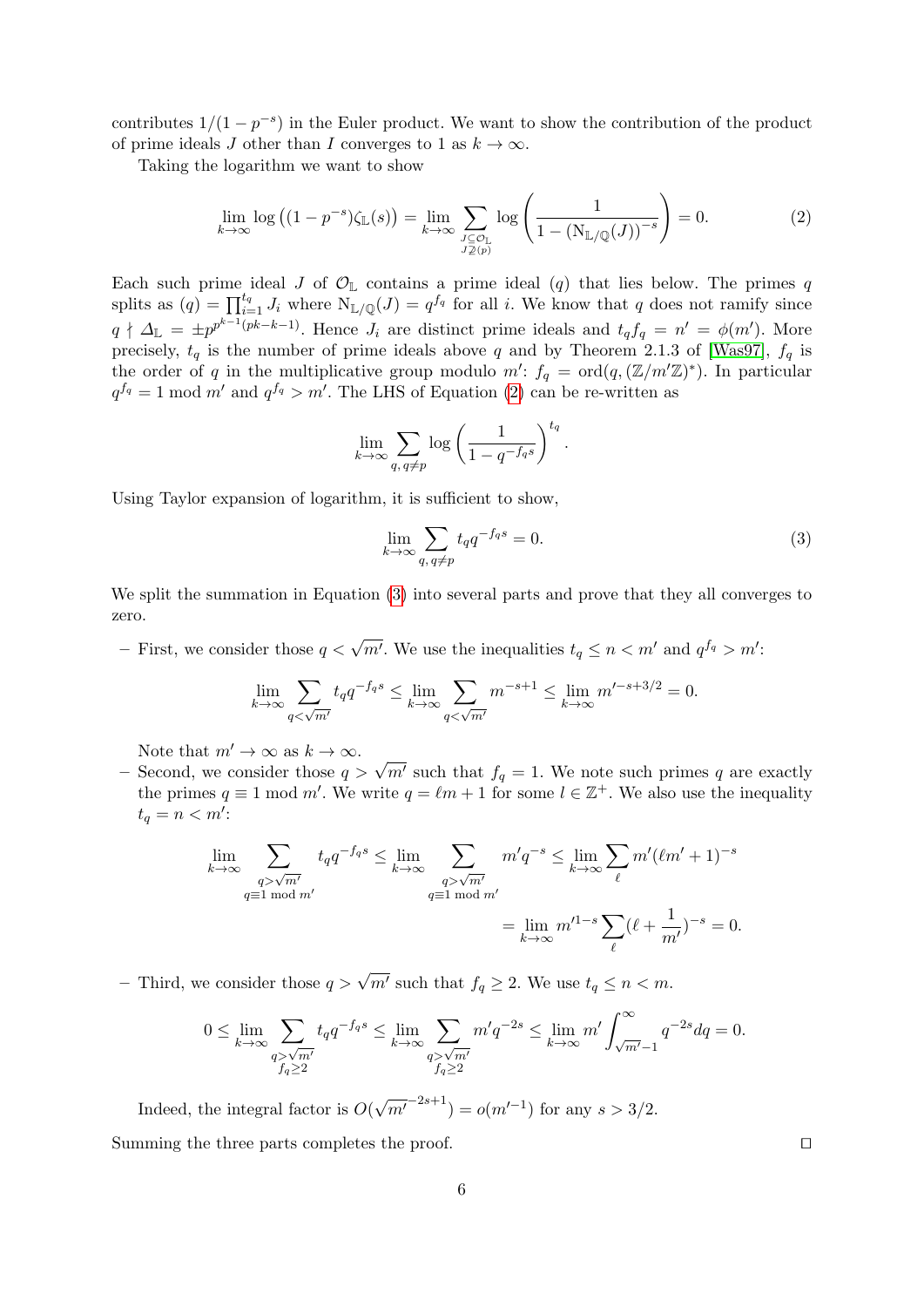contributes $1/(1-p^{-s})$ in the Euler product. We want to show the contribution of the product of prime ideals $J$ other than $I$ converges to 1 as $k \to \infty$.

Taking the logarithm we want to show

$$\lim_{k\to\infty} \log\left((1-p^{-s})\zeta_{\mathbb{L}}(s)\right) = \lim_{k\to\infty} \sum_{\substack{J\subseteq \mathcal{O}_{\mathbb{L}} \\ J\not\supseteq (p)}} \log\left(\frac{1}{1-(\mathrm{N}_{\mathbb{L}/\mathbb{Q}}(J))^{-s}}\right) = 0. \tag{2}$$

Each such prime ideal $J$ of $\mathcal{O}_{\mathbb{L}}$ contains a prime ideal $(q)$ that lies below. The primes $q$ splits as $(q) = \prod_{i=1}^{t_q} J_i$ where $\mathrm{N}_{\mathbb{L}/\mathbb{Q}}(J) = q^{f_q}$ for all $i$. We know that $q$ does not ramify since $q \nmid \Delta_{\mathbb{L}} = \pm p^{p^{k-1}(pk-k-1)}$. Hence $J_i$ are distinct prime ideals and $t_q f_q = n' = \phi(m')$. More precisely, $t_q$ is the number of prime ideals above $q$ and by Theorem 2.1.3 of [Was97], $f_q$ is the order of $q$ in the multiplicative group modulo $m'$: $f_q = \mathrm{ord}(q, (\mathbb{Z}/m'\mathbb{Z})^*)$. In particular $q^{f_q} = 1 \bmod m'$ and $q^{f_q} > m'$. The LHS of Equation (2) can be re-written as

$$\lim_{k\to\infty} \sum_{q,\, q\neq p} \log\left(\frac{1}{1-q^{-f_q s}}\right)^{t_q}.$$

Using Taylor expansion of logarithm, it is sufficient to show,

$$\lim_{k\to\infty} \sum_{q,\, q\neq p} t_q q^{-f_q s} = 0. \tag{3}$$

We split the summation in Equation (3) into several parts and prove that they all converges to zero.

– First, we consider those $q < \sqrt{m'}$. We use the inequalities $t_q \le n < m'$ and $q^{f_q} > m'$:

$$\lim_{k\to\infty} \sum_{q<\sqrt{m'}} t_q q^{-f_q s} \le \lim_{k\to\infty} \sum_{q<\sqrt{m'}} m^{-s+1} \le \lim_{k\to\infty} m'^{-s+3/2} = 0.$$

Note that $m' \to \infty$ as $k \to \infty$.

– Second, we consider those $q > \sqrt{m'}$ such that $f_q = 1$. We note such primes $q$ are exactly the primes $q \equiv 1 \bmod m'$. We write $q = \ell m + 1$ for some $l \in \mathbb{Z}^+$. We also use the inequality $t_q = n < m'$:

$$\lim_{k\to\infty} \sum_{\substack{q>\sqrt{m'} \\ q\equiv 1 \bmod m'}} t_q q^{-f_q s} \le \lim_{k\to\infty} \sum_{\substack{q>\sqrt{m'} \\ q\equiv 1 \bmod m'}} m' q^{-s} \le \lim_{k\to\infty} \sum_{\ell} m'(\ell m'+1)^{-s}$$
$$= \lim_{k\to\infty} m'^{1-s} \sum_{\ell} (\ell + \frac{1}{m'})^{-s} = 0.$$

– Third, we consider those $q > \sqrt{m'}$ such that $f_q \ge 2$. We use $t_q \le n < m$.

$$0 \le \lim_{k\to\infty} \sum_{\substack{q>\sqrt{m'} \\ f_q\ge 2}} t_q q^{-f_q s} \le \lim_{k\to\infty} \sum_{\substack{q>\sqrt{m'} \\ f_q\ge 2}} m' q^{-2s} \le \lim_{k\to\infty} m' \int_{\sqrt{m'}-1}^{\infty} q^{-2s} dq = 0.$$

Indeed, the integral factor is $O(\sqrt{m'}^{-2s+1}) = o(m'^{-1})$ for any $s > 3/2$.

Summing the three parts completes the proof. $\square$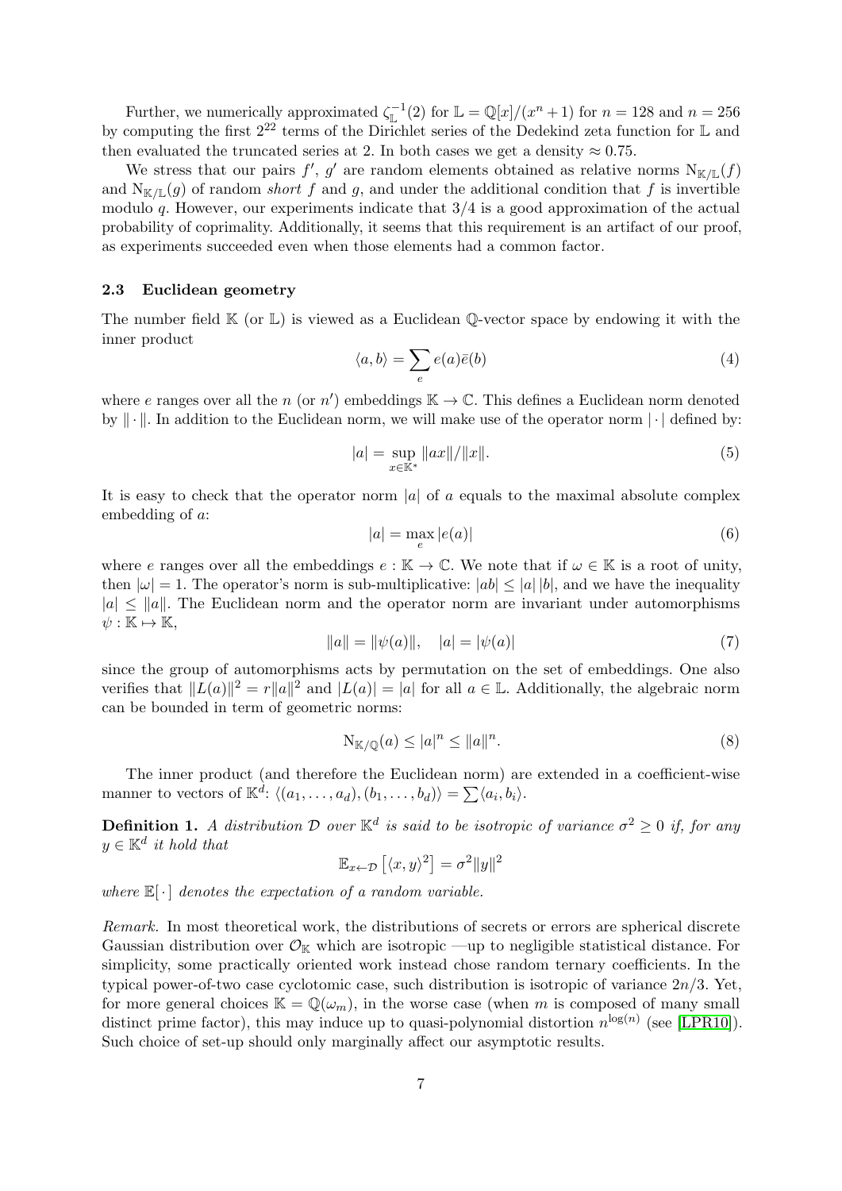Further, we numerically approximated $\zeta_{\mathbb{L}}^{-1}(2)$ for $\mathbb{L} = \mathbb{Q}[x]/(x^n + 1)$ for $n = 128$ and $n = 256$ by computing the first $2^{22}$ terms of the Dirichlet series of the Dedekind zeta function for $\mathbb{L}$ and then evaluated the truncated series at 2. In both cases we get a density $\approx 0.75$.

We stress that our pairs $f'$, $g'$ are random elements obtained as relative norms $\mathrm{N}_{\mathbb{K}/\mathbb{L}}(f)$ and $\mathrm{N}_{\mathbb{K}/\mathbb{L}}(g)$ of random *short* $f$ and $g$, and under the additional condition that $f$ is invertible modulo $q$. However, our experiments indicate that $3/4$ is a good approximation of the actual probability of coprimality. Additionally, it seems that this requirement is an artifact of our proof, as experiments succeeded even when those elements had a common factor.

### 2.3 Euclidean geometry

The number field $\mathbb{K}$ (or $\mathbb{L}$) is viewed as a Euclidean $\mathbb{Q}$-vector space by endowing it with the inner product

$$\langle a, b \rangle = \sum_e e(a)\bar{e}(b) \tag{4}$$

where $e$ ranges over all the $n$ (or $n'$) embeddings $\mathbb{K} \to \mathbb{C}$. This defines a Euclidean norm denoted by $\|\cdot\|$. In addition to the Euclidean norm, we will make use of the operator norm $|\cdot|$ defined by:

$$|a| = \sup_{x \in \mathbb{K}^*} \|ax\|/\|x\|. \tag{5}$$

It is easy to check that the operator norm $|a|$ of $a$ equals to the maximal absolute complex embedding of $a$:

$$|a| = \max_e |e(a)| \tag{6}$$

where $e$ ranges over all the embeddings $e : \mathbb{K} \to \mathbb{C}$. We note that if $\omega \in \mathbb{K}$ is a root of unity, then $|\omega| = 1$. The operator's norm is sub-multiplicative: $|ab| \leq |a|\,|b|$, and we have the inequality $|a| \leq \|a\|$. The Euclidean norm and the operator norm are invariant under automorphisms $\psi : \mathbb{K} \mapsto \mathbb{K}$,

$$\|a\| = \|\psi(a)\|, \quad |a| = |\psi(a)| \tag{7}$$

since the group of automorphisms acts by permutation on the set of embeddings. One also verifies that $\|L(a)\|^2 = r\|a\|^2$ and $|L(a)| = |a|$ for all $a \in \mathbb{L}$. Additionally, the algebraic norm can be bounded in term of geometric norms:

$$\mathrm{N}_{\mathbb{K}/\mathbb{Q}}(a) \leq |a|^n \leq \|a\|^n. \tag{8}$$

The inner product (and therefore the Euclidean norm) are extended in a coefficient-wise manner to vectors of $\mathbb{K}^d$: $\langle (a_1, \ldots, a_d), (b_1, \ldots, b_d) \rangle = \sum \langle a_i, b_i \rangle$.

**Definition 1.** *A distribution $\mathcal{D}$ over $\mathbb{K}^d$ is said to be isotropic of variance $\sigma^2 \geq 0$ if, for any $y \in \mathbb{K}^d$ it hold that*

$$\mathbb{E}_{x \leftarrow \mathcal{D}}\left[\langle x, y \rangle^2\right] = \sigma^2 \|y\|^2$$

*where $\mathbb{E}[\cdot]$ denotes the expectation of a random variable.*

*Remark.* In most theoretical work, the distributions of secrets or errors are spherical discrete Gaussian distribution over $\mathcal{O}_{\mathbb{K}}$ which are isotropic —up to negligible statistical distance. For simplicity, some practically oriented work instead chose random ternary coefficients. In the typical power-of-two case cyclotomic case, such distribution is isotropic of variance $2n/3$. Yet, for more general choices $\mathbb{K} = \mathbb{Q}(\omega_m)$, in the worse case (when $m$ is composed of many small distinct prime factor), this may induce up to quasi-polynomial distortion $n^{\log(n)}$ (see [LPR10]). Such choice of set-up should only marginally affect our asymptotic results.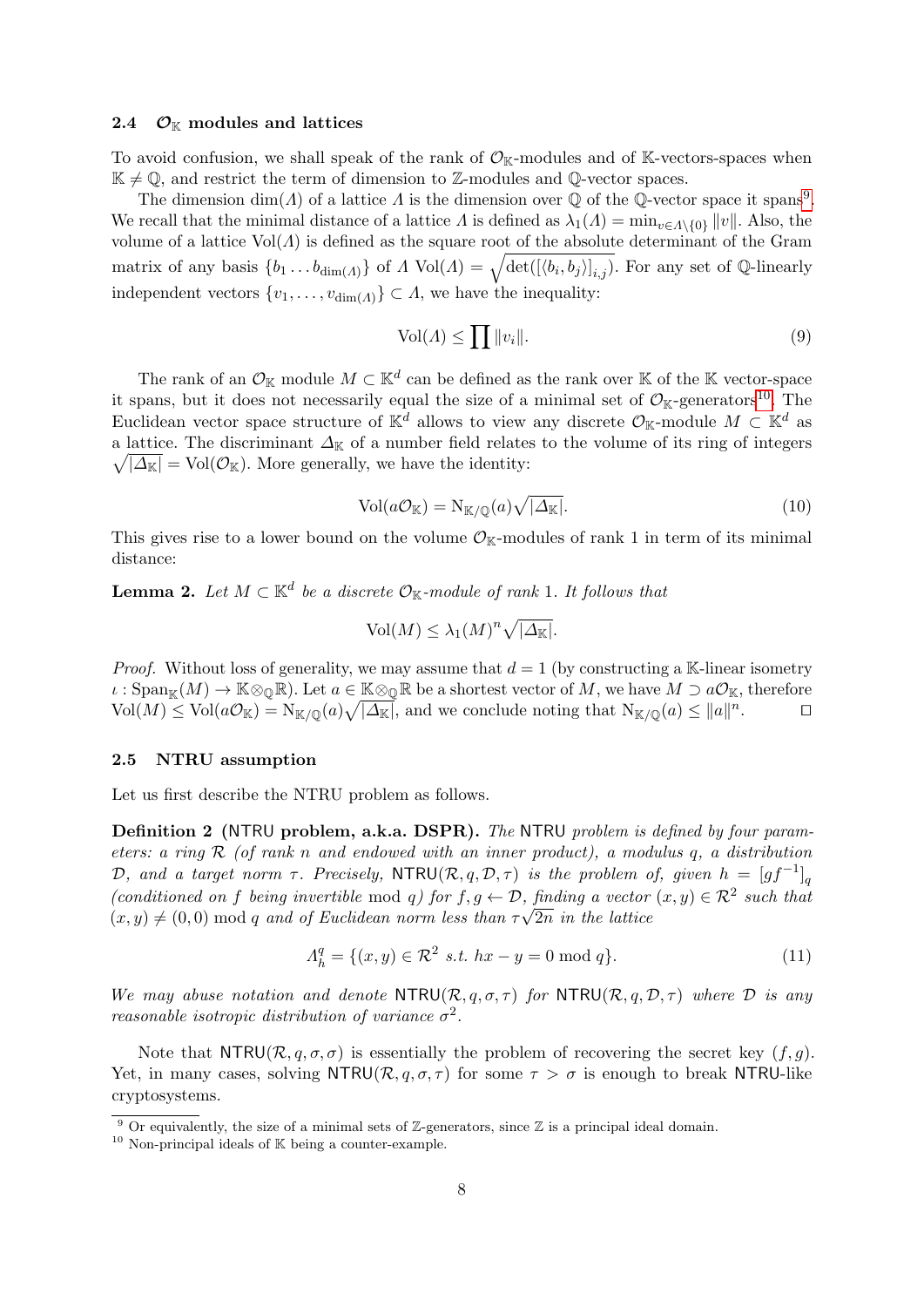### 2.4 $\mathcal{O}_{\mathbb{K}}$ modules and lattices

To avoid confusion, we shall speak of the rank of $\mathcal{O}_{\mathbb{K}}$-modules and of $\mathbb{K}$-vectors-spaces when $\mathbb{K} \neq \mathbb{Q}$, and restrict the term of dimension to $\mathbb{Z}$-modules and $\mathbb{Q}$-vector spaces.

The dimension $\dim(\Lambda)$ of a lattice $\Lambda$ is the dimension over $\mathbb{Q}$ of the $\mathbb{Q}$-vector space it spans[9]. We recall that the minimal distance of a lattice $\Lambda$ is defined as $\lambda_1(\Lambda) = \min_{v \in \Lambda \setminus \{0\}} \|v\|$. Also, the volume of a lattice $\mathrm{Vol}(\Lambda)$ is defined as the square root of the absolute determinant of the Gram matrix of any basis $\{b_1 \dots b_{\dim(\Lambda)}\}$ of $\Lambda$ $\mathrm{Vol}(\Lambda) = \sqrt{\det([\langle b_i, b_j \rangle]_{i,j})}$. For any set of $\mathbb{Q}$-linearly independent vectors $\{v_1, \dots, v_{\dim(\Lambda)}\} \subset \Lambda$, we have the inequality:

$$\mathrm{Vol}(\Lambda) \leq \prod \|v_i\|. \tag{9}$$

The rank of an $\mathcal{O}_{\mathbb{K}}$ module $M \subset \mathbb{K}^d$ can be defined as the rank over $\mathbb{K}$ of the $\mathbb{K}$ vector-space it spans, but it does not necessarily equal the size of a minimal set of $\mathcal{O}_{\mathbb{K}}$-generators[10]. The Euclidean vector space structure of $\mathbb{K}^d$ allows to view any discrete $\mathcal{O}_{\mathbb{K}}$-module $M \subset \mathbb{K}^d$ as a lattice. The discriminant $\Delta_{\mathbb{K}}$ of a number field relates to the volume of its ring of integers $\sqrt{|\Delta_{\mathbb{K}}|} = \mathrm{Vol}(\mathcal{O}_{\mathbb{K}})$. More generally, we have the identity:

$$\mathrm{Vol}(a\mathcal{O}_{\mathbb{K}}) = \mathrm{N}_{\mathbb{K}/\mathbb{Q}}(a)\sqrt{|\Delta_{\mathbb{K}}|}. \tag{10}$$

This gives rise to a lower bound on the volume $\mathcal{O}_{\mathbb{K}}$-modules of rank 1 in term of its minimal distance:

**Lemma 2.** *Let $M \subset \mathbb{K}^d$ be a discrete $\mathcal{O}_{\mathbb{K}}$-module of rank 1. It follows that*

$$\mathrm{Vol}(M) \leq \lambda_1(M)^n \sqrt{|\Delta_{\mathbb{K}}|}.$$

*Proof.* Without loss of generality, we may assume that $d = 1$ (by constructing a $\mathbb{K}$-linear isometry $\iota : \mathrm{Span}_{\mathbb{K}}(M) \to \mathbb{K} \otimes_{\mathbb{Q}} \mathbb{R}$). Let $a \in \mathbb{K} \otimes_{\mathbb{Q}} \mathbb{R}$ be a shortest vector of $M$, we have $M \supset a\mathcal{O}_{\mathbb{K}}$, therefore $\mathrm{Vol}(M) \leq \mathrm{Vol}(a\mathcal{O}_{\mathbb{K}}) = \mathrm{N}_{\mathbb{K}/\mathbb{Q}}(a)\sqrt{|\Delta_{\mathbb{K}}|}$, and we conclude noting that $\mathrm{N}_{\mathbb{K}/\mathbb{Q}}(a) \leq \|a\|^n$. ∎

### 2.5 NTRU assumption

Let us first describe the NTRU problem as follows.

**Definition 2 (NTRU problem, a.k.a. DSPR).** *The* NTRU *problem is defined by four parameters: a ring $\mathcal{R}$ (of rank $n$ and endowed with an inner product), a modulus $q$, a distribution $\mathcal{D}$, and a target norm $\tau$. Precisely, $\mathsf{NTRU}(\mathcal{R}, q, \mathcal{D}, \tau)$ is the problem of, given $h = [gf^{-1}]_q$ (conditioned on $f$ being invertible mod $q$) for $f, g \leftarrow \mathcal{D}$, finding a vector $(x, y) \in \mathcal{R}^2$ such that $(x, y) \neq (0, 0)$ mod $q$ and of Euclidean norm less than $\tau\sqrt{2n}$ in the lattice*

$$\Lambda_h^q = \{(x, y) \in \mathcal{R}^2 \text{ s.t. } hx - y = 0 \bmod q\}. \tag{11}$$

*We may abuse notation and denote $\mathsf{NTRU}(\mathcal{R}, q, \sigma, \tau)$ for $\mathsf{NTRU}(\mathcal{R}, q, \mathcal{D}, \tau)$ where $\mathcal{D}$ is any reasonable isotropic distribution of variance $\sigma^2$.*

Note that $\mathsf{NTRU}(\mathcal{R}, q, \sigma, \sigma)$ is essentially the problem of recovering the secret key $(f, g)$. Yet, in many cases, solving $\mathsf{NTRU}(\mathcal{R}, q, \sigma, \tau)$ for some $\tau > \sigma$ is enough to break NTRU-like cryptosystems.

[9] Or equivalently, the size of a minimal sets of $\mathbb{Z}$-generators, since $\mathbb{Z}$ is a principal ideal domain.

[10] Non-principal ideals of $\mathbb{K}$ being a counter-example.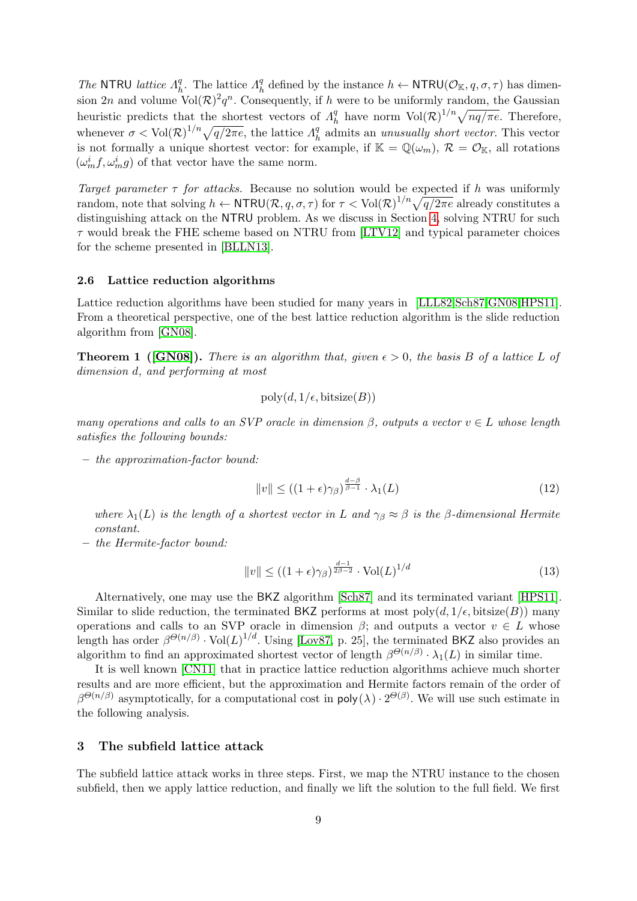*The* NTRU *lattice* $\Lambda_h^q$. The lattice $\Lambda_h^q$ defined by the instance $h \leftarrow \mathsf{NTRU}(\mathcal{O}_{\mathbb{K}}, q, \sigma, \tau)$ has dimension $2n$ and volume $\mathrm{Vol}(\mathcal{R})^2 q^n$. Consequently, if $h$ were to be uniformly random, the Gaussian heuristic predicts that the shortest vectors of $\Lambda_h^q$ have norm $\mathrm{Vol}(\mathcal{R})^{1/n}\sqrt{nq/\pi e}$. Therefore, whenever $\sigma < \mathrm{Vol}(\mathcal{R})^{1/n}\sqrt{q/2\pi e}$, the lattice $\Lambda_h^q$ admits an *unusually short vector*. This vector is not formally a unique shortest vector: for example, if $\mathbb{K} = \mathbb{Q}(\omega_m)$, $\mathcal{R} = \mathcal{O}_{\mathbb{K}}$, all rotations $(\omega_m^i f, \omega_m^i g)$ of that vector have the same norm.

*Target parameter* $\tau$ *for attacks.* Because no solution would be expected if $h$ was uniformly random, note that solving $h \leftarrow \mathsf{NTRU}(\mathcal{R}, q, \sigma, \tau)$ for $\tau < \mathrm{Vol}(\mathcal{R})^{1/n}\sqrt{q/2\pi e}$ already constitutes a distinguishing attack on the NTRU problem. As we discuss in Section 4, solving NTRU for such $\tau$ would break the FHE scheme based on NTRU from [LTV12] and typical parameter choices for the scheme presented in [BLLN13].

### 2.6 Lattice reduction algorithms

Lattice reduction algorithms have been studied for many years in [LLL82,Sch87,GN08,HPS11]. From a theoretical perspective, one of the best lattice reduction algorithm is the slide reduction algorithm from [GN08].

**Theorem 1 ([GN08]).** *There is an algorithm that, given $\epsilon > 0$, the basis $B$ of a lattice $L$ of dimension $d$, and performing at most*

$$\mathrm{poly}(d, 1/\epsilon, \mathrm{bitsize}(B))$$

*many operations and calls to an SVP oracle in dimension $\beta$, outputs a vector $v \in L$ whose length satisfies the following bounds:*

- *the approximation-factor bound:*

$$\|v\| \leq ((1+\epsilon)\gamma_\beta)^{\frac{d-\beta}{\beta-1}} \cdot \lambda_1(L) \tag{12}$$

  *where $\lambda_1(L)$ is the length of a shortest vector in $L$ and $\gamma_\beta \approx \beta$ is the $\beta$-dimensional Hermite constant.*
- *the Hermite-factor bound:*

$$\|v\| \leq ((1+\epsilon)\gamma_\beta)^{\frac{d-1}{2\beta-2}} \cdot \mathrm{Vol}(L)^{1/d} \tag{13}$$

Alternatively, one may use the BKZ algorithm [Sch87] and its terminated variant [HPS11]. Similar to slide reduction, the terminated BKZ performs at most $\mathrm{poly}(d, 1/\epsilon, \mathrm{bitsize}(B))$ many operations and calls to an SVP oracle in dimension $\beta$; and outputs a vector $v \in L$ whose length has order $\beta^{\Theta(n/\beta)} \cdot \mathrm{Vol}(L)^{1/d}$. Using [Lov87, p. 25], the terminated BKZ also provides an algorithm to find an approximated shortest vector of length $\beta^{\Theta(n/\beta)} \cdot \lambda_1(L)$ in similar time.

It is well known [CN11] that in practice lattice reduction algorithms achieve much shorter results and are more efficient, but the approximation and Hermite factors remain of the order of $\beta^{\Theta(n/\beta)}$ asymptotically, for a computational cost in $\mathsf{poly}(\lambda) \cdot 2^{\Theta(\beta)}$. We will use such estimate in the following analysis.

## 3 The subfield lattice attack

The subfield lattice attack works in three steps. First, we map the NTRU instance to the chosen subfield, then we apply lattice reduction, and finally we lift the solution to the full field. We first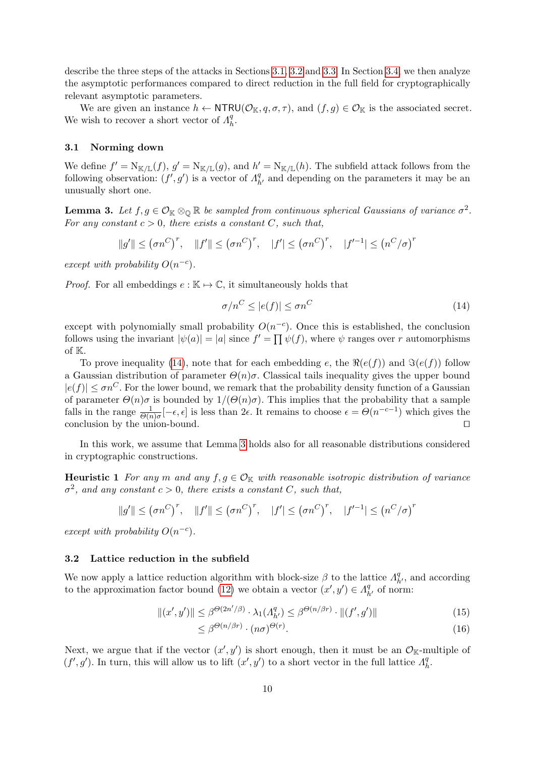describe the three steps of the attacks in Sections 3.1, 3.2 and 3.3. In Section 3.4, we then analyze the asymptotic performances compared to direct reduction in the full field for cryptographically relevant asymptotic parameters.

We are given an instance $h \leftarrow \mathsf{NTRU}(\mathcal{O}_{\mathbb{K}}, q, \sigma, \tau)$, and $(f, g) \in \mathcal{O}_{\mathbb{K}}$ is the associated secret. We wish to recover a short vector of $\Lambda_h^q$.

### 3.1 Norming down

We define $f' = \mathrm{N}_{\mathbb{K}/\mathbb{L}}(f)$, $g' = \mathrm{N}_{\mathbb{K}/\mathbb{L}}(g)$, and $h' = \mathrm{N}_{\mathbb{K}/\mathbb{L}}(h)$. The subfield attack follows from the following observation: $(f', g')$ is a vector of $\Lambda_{h'}^q$ and depending on the parameters it may be an unusually short one.

**Lemma 3.** *Let $f, g \in \mathcal{O}_{\mathbb{K}} \otimes_{\mathbb{Q}} \mathbb{R}$ be sampled from continuous spherical Gaussians of variance $\sigma^2$. For any constant $c > 0$, there exists a constant $C$, such that,*

$$\|g'\| \leq \left(\sigma n^C\right)^r, \quad \|f'\| \leq \left(\sigma n^C\right)^r, \quad |f'| \leq \left(\sigma n^C\right)^r, \quad |f'^{-1}| \leq \left(n^C/\sigma\right)^r$$

*except with probability $O(n^{-c})$.*

*Proof.* For all embeddings $e : \mathbb{K} \mapsto \mathbb{C}$, it simultaneously holds that

$$\sigma/n^C \leq |e(f)| \leq \sigma n^C \tag{14}$$

except with polynomially small probability $O(n^{-c})$. Once this is established, the conclusion follows using the invariant $|\psi(a)| = |a|$ since $f' = \prod \psi(f)$, where $\psi$ ranges over $r$ automorphisms of $\mathbb{K}$.

To prove inequality (14), note that for each embedding $e$, the $\Re(e(f))$ and $\Im(e(f))$ follow a Gaussian distribution of parameter $\Theta(n)\sigma$. Classical tails inequality gives the upper bound $|e(f)| \leq \sigma n^C$. For the lower bound, we remark that the probability density function of a Gaussian of parameter $\Theta(n)\sigma$ is bounded by $1/(\Theta(n)\sigma)$. This implies that the probability that a sample falls in the range $\frac{1}{\Theta(n)\sigma}[-\epsilon, \epsilon]$ is less than $2\epsilon$. It remains to choose $\epsilon = \Theta(n^{-c-1})$ which gives the conclusion by the union-bound. $\square$

In this work, we assume that Lemma 3 holds also for all reasonable distributions considered in cryptographic constructions.

**Heuristic 1** *For any $m$ and any $f, g \in \mathcal{O}_{\mathbb{K}}$ with reasonable isotropic distribution of variance $\sigma^2$, and any constant $c > 0$, there exists a constant $C$, such that,*

$$\|g'\| \leq \left(\sigma n^C\right)^r, \quad \|f'\| \leq \left(\sigma n^C\right)^r, \quad |f'| \leq \left(\sigma n^C\right)^r, \quad |f'^{-1}| \leq \left(n^C/\sigma\right)^r$$

*except with probability $O(n^{-c})$.*

### 3.2 Lattice reduction in the subfield

We now apply a lattice reduction algorithm with block-size $\beta$ to the lattice $\Lambda_{h'}^q$, and according to the approximation factor bound (12) we obtain a vector $(x', y') \in \Lambda_{h'}^q$ of norm:

$$\begin{aligned} \|(x', y')\| &\leq \beta^{\Theta(2n'/\beta)} \cdot \lambda_1(\Lambda_{h'}^q) \leq \beta^{\Theta(n/\beta r)} \cdot \|(f', g')\| & (15) \\ &\leq \beta^{\Theta(n/\beta r)} \cdot (n\sigma)^{\Theta(r)}. & (16) \end{aligned}$$

Next, we argue that if the vector $(x', y')$ is short enough, then it must be an $\mathcal{O}_{\mathbb{K}}$-multiple of $(f', g')$. In turn, this will allow us to lift $(x', y')$ to a short vector in the full lattice $\Lambda_h^q$.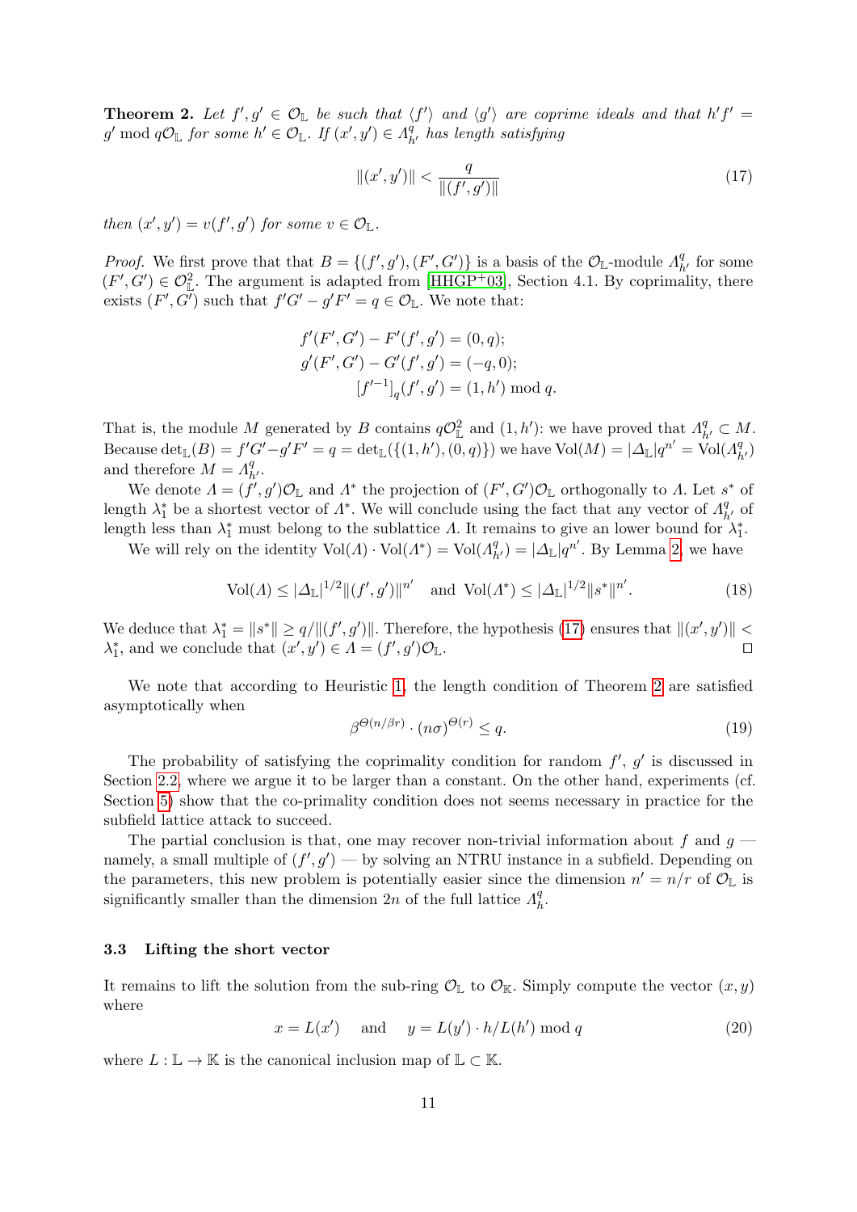**Theorem 2.** *Let $f', g' \in \mathcal{O}_{\mathbb{L}}$ be such that $\langle f' \rangle$ and $\langle g' \rangle$ are coprime ideals and that $h'f' = g' \bmod q\mathcal{O}_{\mathbb{L}}$ for some $h' \in \mathcal{O}_{\mathbb{L}}$. If $(x', y') \in \Lambda^q_{h'}$ has length satisfying*

$$\|(x', y')\| < \frac{q}{\|(f', g')\|} \tag{17}$$

*then $(x', y') = v(f', g')$ for some $v \in \mathcal{O}_{\mathbb{L}}$.*

*Proof.* We first prove that that $B = \{(f', g'), (F', G')\}$ is a basis of the $\mathcal{O}_{\mathbb{L}}$-module $\Lambda^q_{h'}$ for some $(F', G') \in \mathcal{O}^2_{\mathbb{L}}$. The argument is adapted from [HHGP+03], Section 4.1. By coprimality, there exists $(F', G')$ such that $f'G' - g'F' = q \in \mathcal{O}_{\mathbb{L}}$. We note that:

$$\begin{aligned}
f'(F', G') - F'(f', g') &= (0, q); \\
g'(F', G') - G'(f', g') &= (-q, 0); \\
[f'^{-1}]_q(f', g') &= (1, h') \bmod q.
\end{aligned}$$

That is, the module $M$ generated by $B$ contains $q\mathcal{O}^2_{\mathbb{L}}$ and $(1, h')$: we have proved that $\Lambda^q_{h'} \subset M$. Because $\det_{\mathbb{L}}(B) = f'G' - g'F' = q = \det_{\mathbb{L}}(\{(1, h'), (0, q)\})$ we have $\mathrm{Vol}(M) = |\Delta_{\mathbb{L}}| q^{n'} = \mathrm{Vol}(\Lambda^q_{h'})$ and therefore $M = \Lambda^q_{h'}$.

We denote $\Lambda = (f', g')\mathcal{O}_{\mathbb{L}}$ and $\Lambda^*$ the projection of $(F', G')\mathcal{O}_{\mathbb{L}}$ orthogonally to $\Lambda$. Let $s^*$ of length $\lambda^*_1$ be a shortest vector of $\Lambda^*$. We will conclude using the fact that any vector of $\Lambda^q_{h'}$ of length less than $\lambda^*_1$ must belong to the sublattice $\Lambda$. It remains to give an lower bound for $\lambda^*_1$.

We will rely on the identity $\mathrm{Vol}(\Lambda) \cdot \mathrm{Vol}(\Lambda^*) = \mathrm{Vol}(\Lambda^q_{h'}) = |\Delta_{\mathbb{L}}| q^{n'}$. By Lemma 2, we have

$$\mathrm{Vol}(\Lambda) \leq |\Delta_{\mathbb{L}}|^{1/2} \|(f', g')\|^{n'} \quad \text{and} \quad \mathrm{Vol}(\Lambda^*) \leq |\Delta_{\mathbb{L}}|^{1/2} \|s^*\|^{n'}. \tag{18}$$

We deduce that $\lambda^*_1 = \|s^*\| \geq q / \|(f', g')\|$. Therefore, the hypothesis (17) ensures that $\|(x', y')\| < \lambda^*_1$, and we conclude that $(x', y') \in \Lambda = (f', g')\mathcal{O}_{\mathbb{L}}$. $\square$

We note that according to Heuristic 1, the length condition of Theorem 2 are satisfied asymptotically when

$$\beta^{\Theta(n/\beta r)} \cdot (n\sigma)^{\Theta(r)} \leq q. \tag{19}$$

The probability of satisfying the coprimality condition for random $f'$, $g'$ is discussed in Section 2.2, where we argue it to be larger than a constant. On the other hand, experiments (cf. Section 5) show that the co-primality condition does not seems necessary in practice for the subfield lattice attack to succeed.

The partial conclusion is that, one may recover non-trivial information about $f$ and $g$ — namely, a small multiple of $(f', g')$ — by solving an NTRU instance in a subfield. Depending on the parameters, this new problem is potentially easier since the dimension $n' = n/r$ of $\mathcal{O}_{\mathbb{L}}$ is significantly smaller than the dimension $2n$ of the full lattice $\Lambda^q_h$.

### 3.3 Lifting the short vector

It remains to lift the solution from the sub-ring $\mathcal{O}_{\mathbb{L}}$ to $\mathcal{O}_{\mathbb{K}}$. Simply compute the vector $(x, y)$ where

$$x = L(x') \quad \text{and} \quad y = L(y') \cdot h / L(h') \bmod q \tag{20}$$

where $L : \mathbb{L} \to \mathbb{K}$ is the canonical inclusion map of $\mathbb{L} \subset \mathbb{K}$.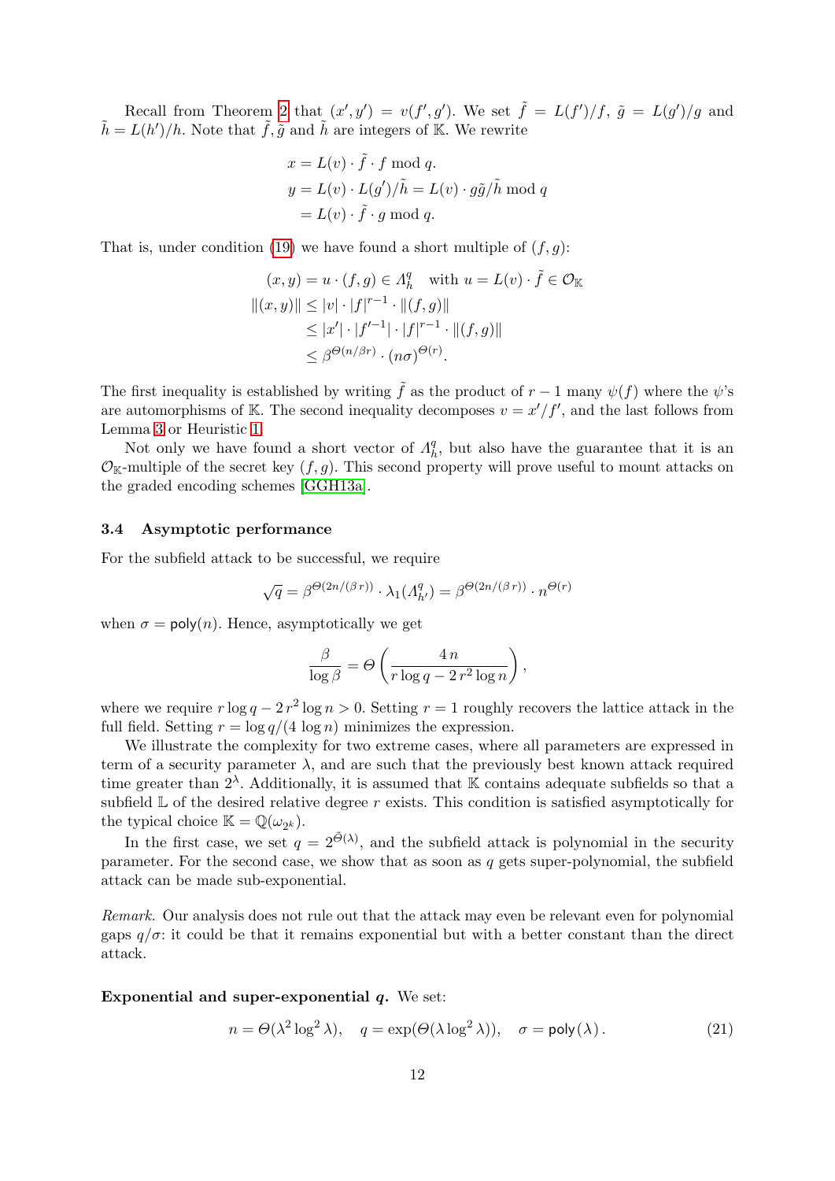Recall from Theorem 2 that $(x', y') = v(f', g')$. We set $\tilde{f} = L(f')/f$, $\tilde{g} = L(g')/g$ and $\tilde{h} = L(h')/h$. Note that $\tilde{f}, \tilde{g}$ and $\tilde{h}$ are integers of $\mathbb{K}$. We rewrite

$$
\begin{aligned}
x &= L(v) \cdot \tilde{f} \cdot f \bmod q. \\
y &= L(v) \cdot L(g')/\tilde{h} = L(v) \cdot g\tilde{g}/\tilde{h} \bmod q \\
&= L(v) \cdot \tilde{f} \cdot g \bmod q.
\end{aligned}
$$

That is, under condition (19) we have found a short multiple of $(f, g)$:

$$
\begin{aligned}
(x, y) &= u \cdot (f, g) \in \Lambda_h^q \quad \text{with } u = L(v) \cdot \tilde{f} \in \mathcal{O}_{\mathbb{K}} \\
\|(x, y)\| &\leq |v| \cdot |f|^{r-1} \cdot \|(f, g)\| \\
&\leq |x'| \cdot |f'^{-1}| \cdot |f|^{r-1} \cdot \|(f, g)\| \\
&\leq \beta^{\Theta(n/\beta r)} \cdot (n\sigma)^{\Theta(r)}.
\end{aligned}
$$

The first inequality is established by writing $\tilde{f}$ as the product of $r - 1$ many $\psi(f)$ where the $\psi$'s are automorphisms of $\mathbb{K}$. The second inequality decomposes $v = x'/f'$, and the last follows from Lemma 3 or Heuristic 1.

Not only we have found a short vector of $\Lambda_h^q$, but also have the guarantee that it is an $\mathcal{O}_{\mathbb{K}}$-multiple of the secret key $(f, g)$. This second property will prove useful to mount attacks on the graded encoding schemes [GGH13a].

### 3.4 Asymptotic performance

For the subfield attack to be successful, we require

$$
\sqrt{q} = \beta^{\Theta(2n/(\beta r))} \cdot \lambda_1(\Lambda_{h'}^q) = \beta^{\Theta(2n/(\beta r))} \cdot n^{\Theta(r)}
$$

when $\sigma = \mathsf{poly}(n)$. Hence, asymptotically we get

$$
\frac{\beta}{\log \beta} = \Theta\left(\frac{4\, n}{r \log q - 2\, r^2 \log n}\right),
$$

where we require $r \log q - 2\, r^2 \log n > 0$. Setting $r = 1$ roughly recovers the lattice attack in the full field. Setting $r = \log q/(4 \log n)$ minimizes the expression.

We illustrate the complexity for two extreme cases, where all parameters are expressed in term of a security parameter $\lambda$, and are such that the previously best known attack required time greater than $2^\lambda$. Additionally, it is assumed that $\mathbb{K}$ contains adequate subfields so that a subfield $\mathbb{L}$ of the desired relative degree $r$ exists. This condition is satisfied asymptotically for the typical choice $\mathbb{K} = \mathbb{Q}(\omega_{2^k})$.

In the first case, we set $q = 2^{\tilde{\Theta}(\lambda)}$, and the subfield attack is polynomial in the security parameter. For the second case, we show that as soon as $q$ gets super-polynomial, the subfield attack can be made sub-exponential.

*Remark.* Our analysis does not rule out that the attack may even be relevant even for polynomial gaps $q/\sigma$: it could be that it remains exponential but with a better constant than the direct attack.

**Exponential and super-exponential $q$.** We set:

$$
n = \Theta(\lambda^2 \log^2 \lambda), \quad q = \exp(\Theta(\lambda \log^2 \lambda)), \quad \sigma = \mathsf{poly}(\lambda). \tag{21}
$$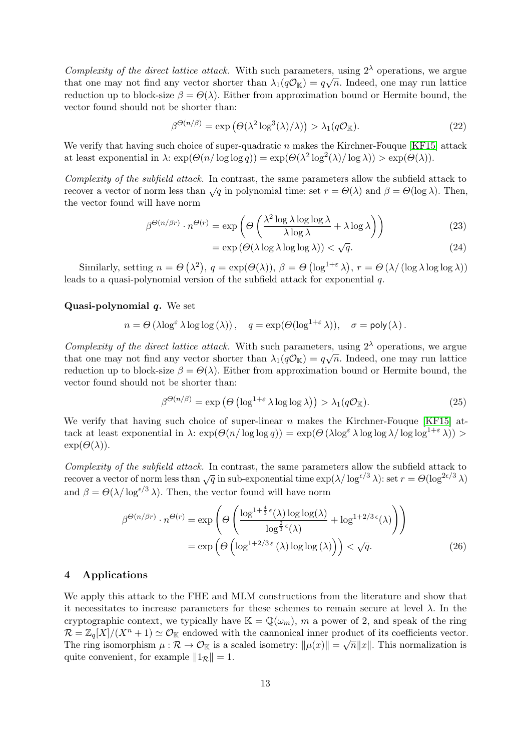*Complexity of the direct lattice attack.* With such parameters, using $2^\lambda$ operations, we argue that one may not find any vector shorter than $\lambda_1(q\mathcal{O}_\mathbb{K}) = q\sqrt{n}$. Indeed, one may run lattice reduction up to block-size $\beta = \Theta(\lambda)$. Either from approximation bound or Hermite bound, the vector found should not be shorter than:

$$\beta^{\Theta(n/\beta)} = \exp\left(\Theta(\lambda^2 \log^3(\lambda)/\lambda)\right) > \lambda_1(q\mathcal{O}_\mathbb{K}). \tag{22}$$

We verify that having such choice of super-quadratic $n$ makes the Kirchner-Fouque [KF15] attack at least exponential in $\lambda$: $\exp(\Theta(n/\log\log q)) = \exp(\Theta(\lambda^2 \log^2(\lambda)/\log\lambda)) > \exp(\Theta(\lambda))$.

*Complexity of the subfield attack.* In contrast, the same parameters allow the subfield attack to recover a vector of norm less than $\sqrt{q}$ in polynomial time: set $r = \Theta(\lambda)$ and $\beta = \Theta(\log\lambda)$. Then, the vector found will have norm

$$\beta^{\Theta(n/\beta r)} \cdot n^{\Theta(r)} = \exp\left(\Theta\left(\frac{\lambda^2 \log\lambda \log\log\lambda}{\lambda \log\lambda} + \lambda\log\lambda\right)\right) \tag{23}$$

$$= \exp\left(\Theta(\lambda\log\lambda\log\log\lambda)\right) < \sqrt{q}. \tag{24}$$

Similarly, setting $n = \Theta\left(\lambda^2\right)$, $q = \exp(\Theta(\lambda))$, $\beta = \Theta\left(\log^{1+\varepsilon}\lambda\right)$, $r = \Theta\left(\lambda/\left(\log\lambda\log\log\lambda\right)\right)$ leads to a quasi-polynomial version of the subfield attack for exponential $q$.

**Quasi-polynomial $q$.** We set

$$n = \Theta\left(\lambda \log^\varepsilon \lambda \log\log(\lambda)\right), \quad q = \exp(\Theta(\log^{1+\varepsilon}\lambda)), \quad \sigma = \mathsf{poly}(\lambda).$$

*Complexity of the direct lattice attack.* With such parameters, using $2^\lambda$ operations, we argue that one may not find any vector shorter than $\lambda_1(q\mathcal{O}_\mathbb{K}) = q\sqrt{n}$. Indeed, one may run lattice reduction up to block-size $\beta = \Theta(\lambda)$. Either from approximation bound or Hermite bound, the vector found should not be shorter than:

$$\beta^{\Theta(n/\beta)} = \exp\left(\Theta\left(\log^{1+\varepsilon}\lambda\log\log\lambda\right)\right) > \lambda_1(q\mathcal{O}_\mathbb{K}). \tag{25}$$

We verify that having such choice of super-linear $n$ makes the Kirchner-Fouque [KF15] attack at least exponential in $\lambda$: $\exp(\Theta(n/\log\log q)) = \exp(\Theta\left(\lambda\log^\varepsilon\lambda\log\log\lambda/\log\log^{1+\varepsilon}\lambda\right)) > \exp(\Theta(\lambda))$.

*Complexity of the subfield attack.* In contrast, the same parameters allow the subfield attack to recover a vector of norm less than $\sqrt{q}$ in sub-exponential time $\exp(\lambda/\log^{\epsilon/3}\lambda)$: set $r = \Theta(\log^{2\epsilon/3}\lambda)$ and $\beta = \Theta(\lambda/\log^{\epsilon/3}\lambda)$. Then, the vector found will have norm

$$\beta^{\Theta(n/\beta r)} \cdot n^{\Theta(r)} = \exp\left(\Theta\left(\frac{\log^{1+\frac{4}{3}\epsilon}(\lambda)\log\log(\lambda)}{\log^{\frac{2}{3}\epsilon}(\lambda)} + \log^{1+2/3\,\epsilon}(\lambda)\right)\right)$$

$$= \exp\left(\Theta\left(\log^{1+2/3\,\varepsilon}(\lambda)\log\log(\lambda)\right)\right) < \sqrt{q}. \tag{26}$$

## 4 Applications

We apply this attack to the FHE and MLM constructions from the literature and show that it necessitates to increase parameters for these schemes to remain secure at level $\lambda$. In the cryptographic context, we typically have $\mathbb{K} = \mathbb{Q}(\omega_m)$, $m$ a power of 2, and speak of the ring $\mathcal{R} = \mathbb{Z}_q[X]/(X^n+1) \simeq \mathcal{O}_\mathbb{K}$ endowed with the cannonical inner product of its coefficients vector. The ring isomorphism $\mu : \mathcal{R} \to \mathcal{O}_\mathbb{K}$ is a scaled isometry: $\|\mu(x)\| = \sqrt{n}\|x\|$. This normalization is quite convenient, for example $\|1_\mathcal{R}\| = 1$.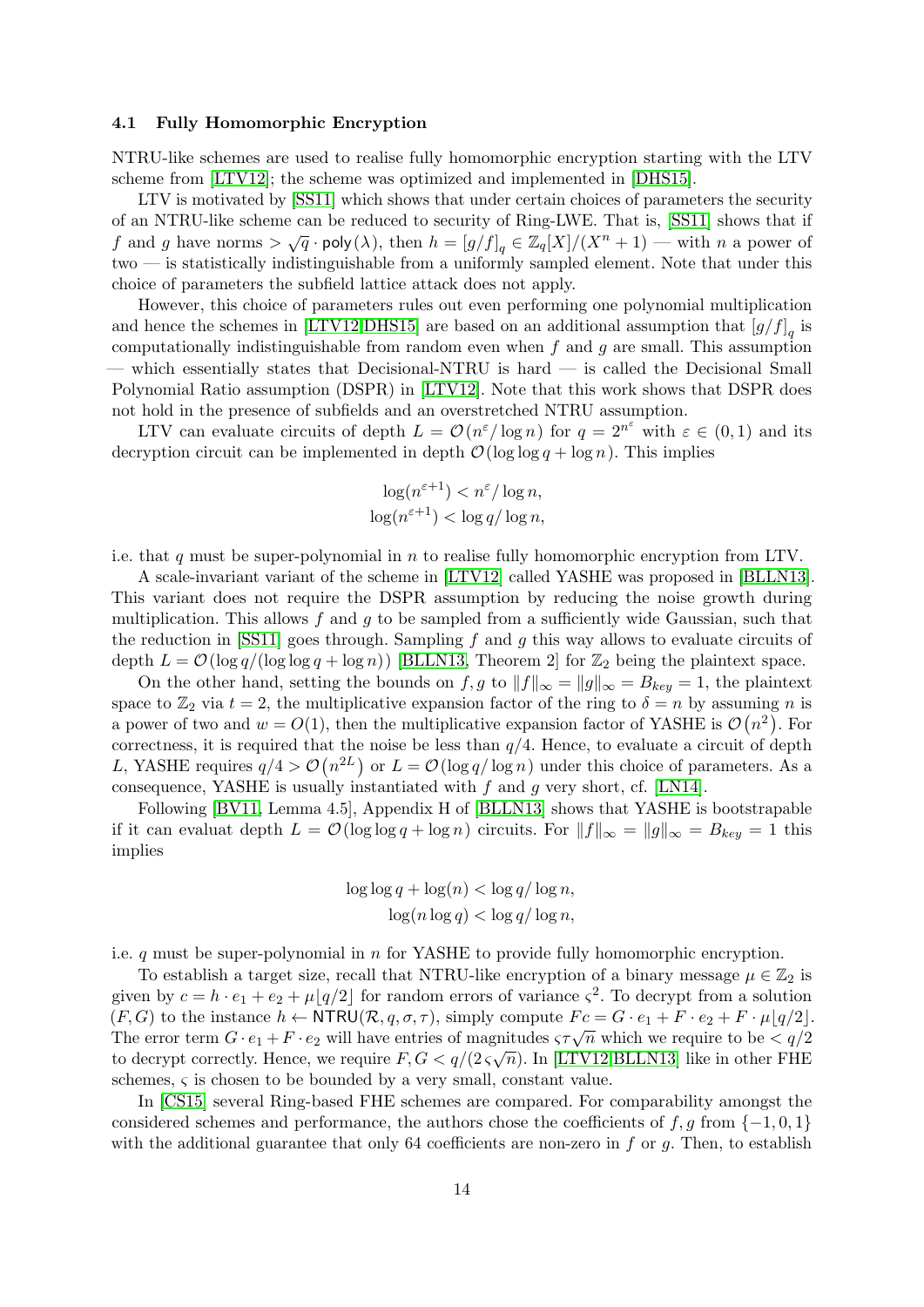### 4.1 Fully Homomorphic Encryption

NTRU-like schemes are used to realise fully homomorphic encryption starting with the LTV scheme from [LTV12]; the scheme was optimized and implemented in [DHS15].

LTV is motivated by [SS11] which shows that under certain choices of parameters the security of an NTRU-like scheme can be reduced to security of Ring-LWE. That is, [SS11] shows that if $f$ and $g$ have norms $> \sqrt{q} \cdot \mathsf{poly}(\lambda)$, then $h = [g/f]_q \in \mathbb{Z}_q[X]/(X^n + 1)$ — with $n$ a power of two — is statistically indistinguishable from a uniformly sampled element. Note that under this choice of parameters the subfield lattice attack does not apply.

However, this choice of parameters rules out even performing one polynomial multiplication and hence the schemes in [LTV12,DHS15] are based on an additional assumption that $[g/f]_q$ is computationally indistinguishable from random even when $f$ and $g$ are small. This assumption — which essentially states that Decisional-NTRU is hard — is called the Decisional Small Polynomial Ratio assumption (DSPR) in [LTV12]. Note that this work shows that DSPR does not hold in the presence of subfields and an overstretched NTRU assumption.

LTV can evaluate circuits of depth $L = \mathcal{O}(n^{\varepsilon}/\log n)$ for $q = 2^{n^{\varepsilon}}$ with $\varepsilon \in (0, 1)$ and its decryption circuit can be implemented in depth $\mathcal{O}(\log\log q + \log n)$. This implies

$$\log(n^{\varepsilon+1}) < n^{\varepsilon}/\log n,$$
$$\log(n^{\varepsilon+1}) < \log q/\log n,$$

i.e. that $q$ must be super-polynomial in $n$ to realise fully homomorphic encryption from LTV.

A scale-invariant variant of the scheme in [LTV12] called YASHE was proposed in [BLLN13]. This variant does not require the DSPR assumption by reducing the noise growth during multiplication. This allows $f$ and $g$ to be sampled from a sufficiently wide Gaussian, such that the reduction in [SS11] goes through. Sampling $f$ and $g$ this way allows to evaluate circuits of depth $L = \mathcal{O}(\log q/(\log\log q + \log n))$ [BLLN13, Theorem 2] for $\mathbb{Z}_2$ being the plaintext space.

On the other hand, setting the bounds on $f, g$ to $\|f\|_\infty = \|g\|_\infty = B_{key} = 1$, the plaintext space to $\mathbb{Z}_2$ via $t = 2$, the multiplicative expansion factor of the ring to $\delta = n$ by assuming $n$ is a power of two and $w = O(1)$, then the multiplicative expansion factor of YASHE is $\mathcal{O}(n^2)$. For correctness, it is required that the noise be less than $q/4$. Hence, to evaluate a circuit of depth $L$, YASHE requires $q/4 > \mathcal{O}(n^{2L})$ or $L = \mathcal{O}(\log q/\log n)$ under this choice of parameters. As a consequence, YASHE is usually instantiated with $f$ and $g$ very short, cf. [LN14].

Following [BV11, Lemma 4.5], Appendix H of [BLLN13] shows that YASHE is bootstrapable if it can evaluat depth $L = \mathcal{O}(\log\log q + \log n)$ circuits. For $\|f\|_\infty = \|g\|_\infty = B_{key} = 1$ this implies

$$\log\log q + \log(n) < \log q/\log n,$$
$$\log(n \log q) < \log q/\log n,$$

i.e. $q$ must be super-polynomial in $n$ for YASHE to provide fully homomorphic encryption.

To establish a target size, recall that NTRU-like encryption of a binary message $\mu \in \mathbb{Z}_2$ is given by $c = h \cdot e_1 + e_2 + \mu\lfloor q/2 \rfloor$ for random errors of variance $\varsigma^2$. To decrypt from a solution $(F, G)$ to the instance $h \leftarrow \mathsf{NTRU}(\mathcal{R}, q, \sigma, \tau)$, simply compute $Fc = G \cdot e_1 + F \cdot e_2 + F \cdot \mu\lfloor q/2 \rfloor$. The error term $G \cdot e_1 + F \cdot e_2$ will have entries of magnitudes $\varsigma\tau\sqrt{n}$ which we require to be $< q/2$ to decrypt correctly. Hence, we require $F, G < q/(2\varsigma\sqrt{n})$. In [LTV12,BLLN13] like in other FHE schemes, $\varsigma$ is chosen to be bounded by a very small, constant value.

In [CS15] several Ring-based FHE schemes are compared. For comparability amongst the considered schemes and performance, the authors chose the coefficients of $f, g$ from $\{-1, 0, 1\}$ with the additional guarantee that only 64 coefficients are non-zero in $f$ or $g$. Then, to establish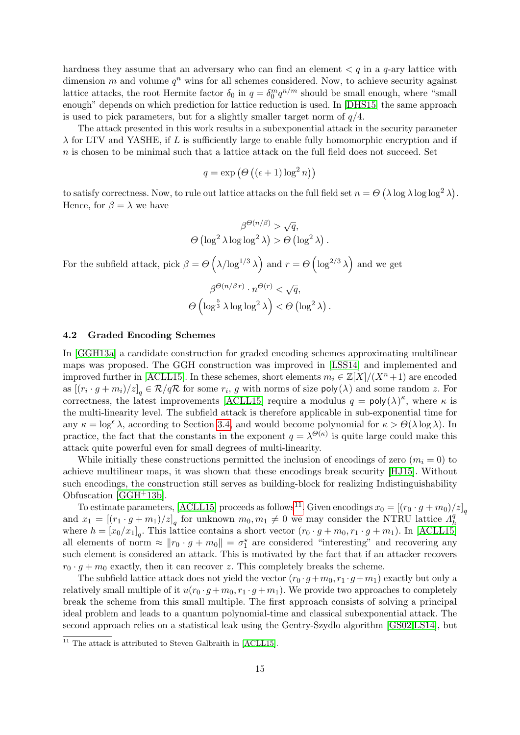hardness they assume that an adversary who can find an element $< q$ in a $q$-ary lattice with dimension $m$ and volume $q^n$ wins for all schemes considered. Now, to achieve security against lattice attacks, the root Hermite factor $\delta_0$ in $q = \delta_0^m q^{n/m}$ should be small enough, where "small enough" depends on which prediction for lattice reduction is used. In [DHS15] the same approach is used to pick parameters, but for a slightly smaller target norm of $q/4$.

The attack presented in this work results in a subexponential attack in the security parameter $\lambda$ for LTV and YASHE, if $L$ is sufficiently large to enable fully homomorphic encryption and if $n$ is chosen to be minimal such that a lattice attack on the full field does not succeed. Set

$$q = \exp\left(\Theta\left((\epsilon + 1)\log^2 n\right)\right)$$

to satisfy correctness. Now, to rule out lattice attacks on the full field set $n = \Theta\left(\lambda \log \lambda \log \log^2 \lambda\right)$. Hence, for $\beta = \lambda$ we have

$$\beta^{\Theta(n/\beta)} > \sqrt{q},$$
$$\Theta\left(\log^2 \lambda \log\log^2 \lambda\right) > \Theta\left(\log^2 \lambda\right).$$

For the subfield attack, pick $\beta = \Theta\left(\lambda / \log^{1/3} \lambda\right)$ and $r = \Theta\left(\log^{2/3} \lambda\right)$ and we get

$$\beta^{\Theta(n/\beta r)} \cdot n^{\Theta(r)} < \sqrt{q},$$
$$\Theta\left(\log^{\frac{5}{3}} \lambda \log\log^2 \lambda\right) < \Theta\left(\log^2 \lambda\right).$$

### 4.2 Graded Encoding Schemes

In [GGH13a] a candidate construction for graded encoding schemes approximating multilinear maps was proposed. The GGH construction was improved in [LSS14] and implemented and improved further in [ACLL15]. In these schemes, short elements $m_i \in \mathbb{Z}[X]/(X^n + 1)$ are encoded as $\left[(r_i \cdot g + m_i)/z\right]_q \in \mathcal{R}/q\mathcal{R}$ for some $r_i$, $g$ with norms of size $\mathsf{poly}(\lambda)$ and some random $z$. For correctness, the latest improvements [ACLL15] require a modulus $q = \mathsf{poly}(\lambda)^\kappa$, where $\kappa$ is the multi-linearity level. The subfield attack is therefore applicable in sub-exponential time for any $\kappa = \log^\epsilon \lambda$, according to Section 3.4, and would become polynomial for $\kappa > \Theta(\lambda \log \lambda)$. In practice, the fact that the constants in the exponent $q = \lambda^{\Theta(\kappa)}$ is quite large could make this attack quite powerful even for small degrees of multi-linearity.

While initially these constructions permitted the inclusion of encodings of zero ($m_i = 0$) to achieve multilinear maps, it was shown that these encodings break security [HJ15]. Without such encodings, the construction still serves as building-block for realizing Indistinguishability Obfuscation [GGH+13b].

To estimate parameters, [ACLL15] proceeds as follows[11]. Given encodings $x_0 = \left[(r_0 \cdot g + m_0)/z\right]_q$ and $x_1 = \left[(r_1 \cdot g + m_1)/z\right]_q$ for unknown $m_0, m_1 \neq 0$ we may consider the NTRU lattice $\Lambda_h^q$ where $h = [x_0/x_1]_q$. This lattice contains a short vector $(r_0 \cdot g + m_0, r_1 \cdot g + m_1)$. In [ACLL15] all elements of norm $\approx \|r_0 \cdot g + m_0\| = \sigma_1^\star$ are considered "interesting" and recovering any such element is considered an attack. This is motivated by the fact that if an attacker recovers $r_0 \cdot g + m_0$ exactly, then it can recover $z$. This completely breaks the scheme.

The subfield lattice attack does not yield the vector $(r_0 \cdot g + m_0, r_1 \cdot g + m_1)$ exactly but only a relatively small multiple of it $u(r_0 \cdot g + m_0, r_1 \cdot g + m_1)$. We provide two approaches to completely break the scheme from this small multiple. The first approach consists of solving a principal ideal problem and leads to a quantum polynomial-time and classical subexponential attack. The second approach relies on a statistical leak using the Gentry-Szydlo algorithm [GS02,LS14], but

[11] The attack is attributed to Steven Galbraith in [ACLL15].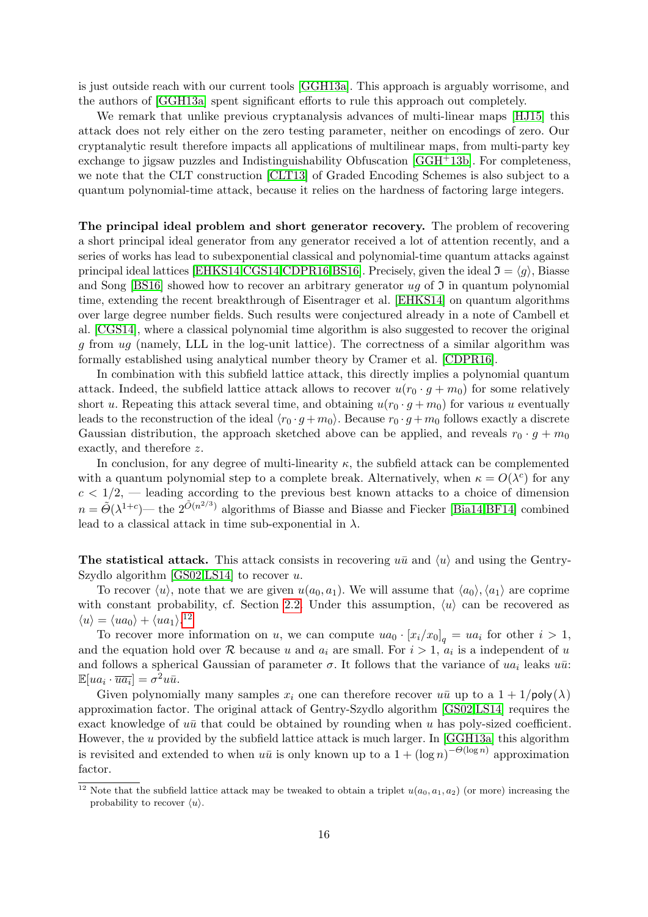is just outside reach with our current tools [GGH13a]. This approach is arguably worrisome, and the authors of [GGH13a] spent significant efforts to rule this approach out completely.

We remark that unlike previous cryptanalysis advances of multi-linear maps [HJ15] this attack does not rely either on the zero testing parameter, neither on encodings of zero. Our cryptanalytic result therefore impacts all applications of multilinear maps, from multi-party key exchange to jigsaw puzzles and Indistinguishability Obfuscation [GGH+13b]. For completeness, we note that the CLT construction [CLT13] of Graded Encoding Schemes is also subject to a quantum polynomial-time attack, because it relies on the hardness of factoring large integers.

**The principal ideal problem and short generator recovery.** The problem of recovering a short principal ideal generator from any generator received a lot of attention recently, and a series of works has lead to subexponential classical and polynomial-time quantum attacks against principal ideal lattices [EHKS14,CGS14,CDPR16,BS16]. Precisely, given the ideal $\mathfrak{I} = \langle g \rangle$, Biasse and Song [BS16] showed how to recover an arbitrary generator $ug$ of $\mathfrak{I}$ in quantum polynomial time, extending the recent breakthrough of Eisentrager et al. [EHKS14] on quantum algorithms over large degree number fields. Such results were conjectured already in a note of Cambell et al. [CGS14], where a classical polynomial time algorithm is also suggested to recover the original $g$ from $ug$ (namely, LLL in the log-unit lattice). The correctness of a similar algorithm was formally established using analytical number theory by Cramer et al. [CDPR16].

In combination with this subfield lattice attack, this directly implies a polynomial quantum attack. Indeed, the subfield lattice attack allows to recover $u(r_0 \cdot g + m_0)$ for some relatively short $u$. Repeating this attack several time, and obtaining $u(r_0 \cdot g + m_0)$ for various $u$ eventually leads to the reconstruction of the ideal $\langle r_0 \cdot g + m_0 \rangle$. Because $r_0 \cdot g + m_0$ follows exactly a discrete Gaussian distribution, the approach sketched above can be applied, and reveals $r_0 \cdot g + m_0$ exactly, and therefore $z$.

In conclusion, for any degree of multi-linearity $\kappa$, the subfield attack can be complemented with a quantum polynomial step to a complete break. Alternatively, when $\kappa = O(\lambda^c)$ for any $c < 1/2$, — leading according to the previous best known attacks to a choice of dimension $n = \tilde{\Theta}(\lambda^{1+c})$— the $2^{\tilde{O}(n^{2/3})}$ algorithms of Biasse and Biasse and Fiecker [Bia14,BF14] combined lead to a classical attack in time sub-exponential in $\lambda$.

**The statistical attack.** This attack consists in recovering $u\bar{u}$ and $\langle u \rangle$ and using the Gentry-Szydlo algorithm [GS02,LS14] to recover $u$.

To recover $\langle u \rangle$, note that we are given $u(a_0, a_1)$. We will assume that $\langle a_0 \rangle, \langle a_1 \rangle$ are coprime with constant probability, cf. Section 2.2. Under this assumption, $\langle u \rangle$ can be recovered as $\langle u \rangle = \langle ua_0 \rangle + \langle ua_1 \rangle$.[12]

To recover more information on $u$, we can compute $ua_0 \cdot [x_i/x_0]_q = ua_i$ for other $i > 1$, and the equation hold over $\mathcal{R}$ because $u$ and $a_i$ are small. For $i > 1$, $a_i$ is a independent of $u$ and follows a spherical Gaussian of parameter $\sigma$. It follows that the variance of $ua_i$ leaks $u\bar{u}$: $\mathbb{E}[ua_i \cdot \overline{ua_i}] = \sigma^2 u\bar{u}$.

Given polynomially many samples $x_i$ one can therefore recover $u\bar{u}$ up to a $1 + 1/\mathsf{poly}(\lambda)$ approximation factor. The original attack of Gentry-Szydlo algorithm [GS02,LS14] requires the exact knowledge of $u\bar{u}$ that could be obtained by rounding when $u$ has poly-sized coefficient. However, the $u$ provided by the subfield lattice attack is much larger. In [GGH13a] this algorithm is revisited and extended to when $u\bar{u}$ is only known up to a $1 + (\log n)^{-\Theta(\log n)}$ approximation factor.

[12] Note that the subfield lattice attack may be tweaked to obtain a triplet $u(a_0, a_1, a_2)$ (or more) increasing the probability to recover $\langle u \rangle$.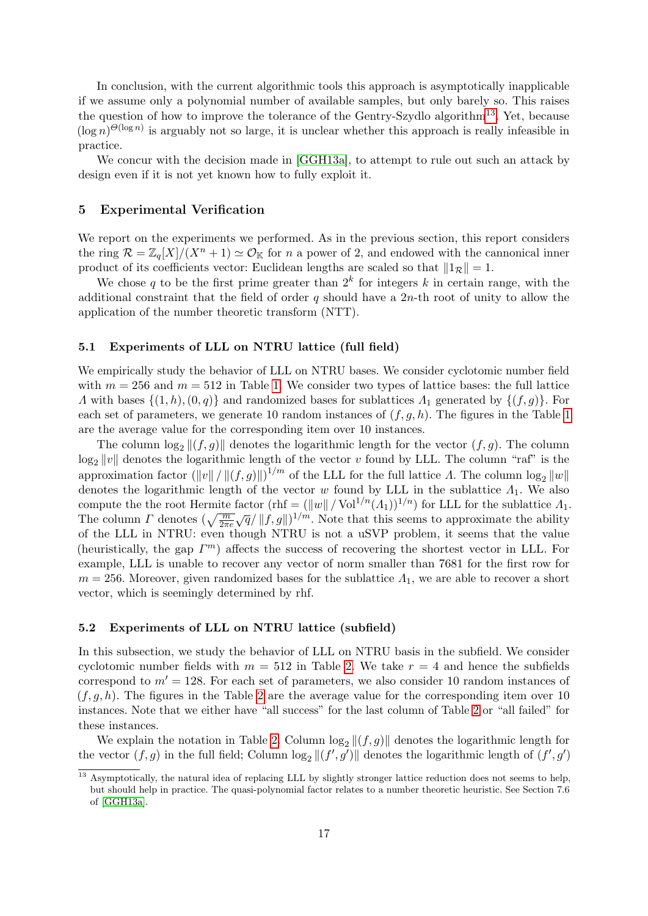In conclusion, with the current algorithmic tools this approach is asymptotically inapplicable if we assume only a polynomial number of available samples, but only barely so. This raises the question of how to improve the tolerance of the Gentry-Szydlo algorithm[13]. Yet, because $(\log n)^{\Theta(\log n)}$ is arguably not so large, it is unclear whether this approach is really infeasible in practice.

We concur with the decision made in [GGH13a], to attempt to rule out such an attack by design even if it is not yet known how to fully exploit it.

## 5 Experimental Verification

We report on the experiments we performed. As in the previous section, this report considers the ring $\mathcal{R} = \mathbb{Z}_q[X]/(X^n + 1) \simeq \mathcal{O}_{\mathbb{K}}$ for $n$ a power of 2, and endowed with the cannonical inner product of its coefficients vector: Euclidean lengths are scaled so that $\|1_{\mathcal{R}}\| = 1$.

We chose $q$ to be the first prime greater than $2^k$ for integers $k$ in certain range, with the additional constraint that the field of order $q$ should have a $2n$-th root of unity to allow the application of the number theoretic transform (NTT).

### 5.1 Experiments of LLL on NTRU lattice (full field)

We empirically study the behavior of LLL on NTRU bases. We consider cyclotomic number field with $m = 256$ and $m = 512$ in Table 1. We consider two types of lattice bases: the full lattice $\Lambda$ with bases $\{(1, h), (0, q)\}$ and randomized bases for sublattices $\Lambda_1$ generated by $\{(f, g)\}$. For each set of parameters, we generate 10 random instances of $(f, g, h)$. The figures in the Table 1 are the average value for the corresponding item over 10 instances.

The column $\log_2 \|(f, g)\|$ denotes the logarithmic length for the vector $(f, g)$. The column $\log_2 \|v\|$ denotes the logarithmic length of the vector $v$ found by LLL. The column "raf" is the approximation factor $(\|v\| / \|(f, g)\|)^{1/m}$ of the LLL for the full lattice $\Lambda$. The column $\log_2 \|w\|$ denotes the logarithmic length of the vector $w$ found by LLL in the sublattice $\Lambda_1$. We also compute the the root Hermite factor (rhf $= (\|w\| / \mathrm{Vol}^{1/n}(\Lambda_1))^{1/n}$) for LLL for the sublattice $\Lambda_1$. The column $\Gamma$ denotes $(\sqrt{\frac{m}{2\pi e}}\sqrt{q}/\|f, g\|)^{1/m}$. Note that this seems to approximate the ability of the LLL in NTRU: even though NTRU is not a uSVP problem, it seems that the value (heuristically, the gap $\Gamma^m$) affects the success of recovering the shortest vector in LLL. For example, LLL is unable to recover any vector of norm smaller than 7681 for the first row for $m = 256$. Moreover, given randomized bases for the sublattice $\Lambda_1$, we are able to recover a short vector, which is seemingly determined by rhf.

### 5.2 Experiments of LLL on NTRU lattice (subfield)

In this subsection, we study the behavior of LLL on NTRU basis in the subfield. We consider cyclotomic number fields with $m = 512$ in Table 2. We take $r = 4$ and hence the subfields correspond to $m' = 128$. For each set of parameters, we also consider 10 random instances of $(f, g, h)$. The figures in the Table 2 are the average value for the corresponding item over 10 instances. Note that we either have "all success" for the last column of Table 2 or "all failed" for these instances.

We explain the notation in Table 2. Column $\log_2 \|(f, g)\|$ denotes the logarithmic length for the vector $(f, g)$ in the full field; Column $\log_2 \|(f', g')\|$ denotes the logarithmic length of $(f', g')$

[13] Asymptotically, the natural idea of replacing LLL by slightly stronger lattice reduction does not seems to help, but should help in practice. The quasi-polynomial factor relates to a number theoretic heuristic. See Section 7.6 of [GGH13a].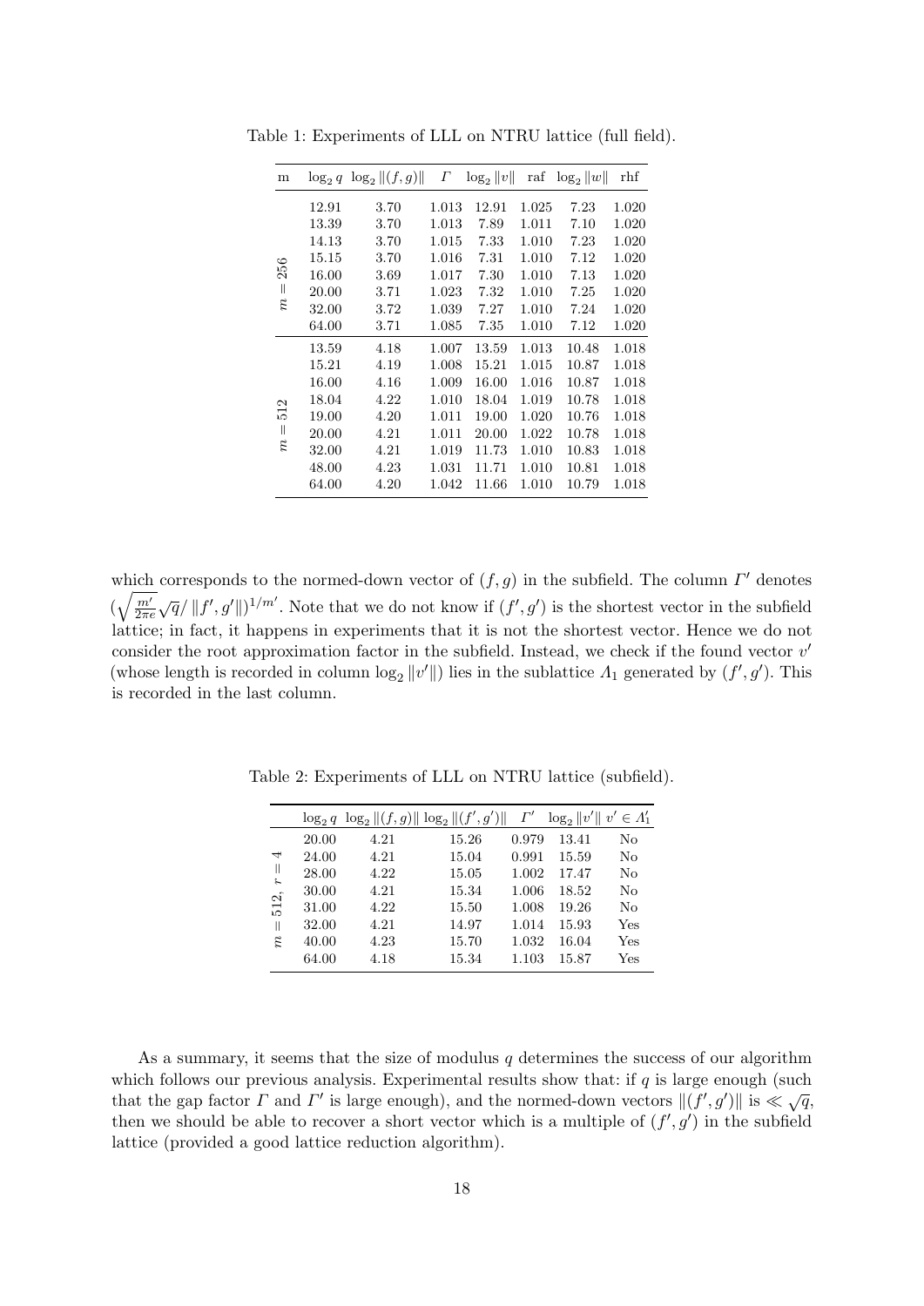Table 1: Experiments of LLL on NTRU lattice (full field).

| m | $\log_2 q$ | $\log_2 \|(f,g)\|$ | $\Gamma$ | $\log_2 \|v\|$ | raf | $\log_2 \|w\|$ | rhf |
|---|---|---|---|---|---|---|---|
| $m = 256$ | 12.91 | 3.70 | 1.013 | 12.91 | 1.025 | 7.23 | 1.020 |
| | 13.39 | 3.70 | 1.013 | 7.89 | 1.011 | 7.10 | 1.020 |
| | 14.13 | 3.70 | 1.015 | 7.33 | 1.010 | 7.23 | 1.020 |
| | 15.15 | 3.70 | 1.016 | 7.31 | 1.010 | 7.12 | 1.020 |
| | 16.00 | 3.69 | 1.017 | 7.30 | 1.010 | 7.13 | 1.020 |
| | 20.00 | 3.71 | 1.023 | 7.32 | 1.010 | 7.25 | 1.020 |
| | 32.00 | 3.72 | 1.039 | 7.27 | 1.010 | 7.24 | 1.020 |
| | 64.00 | 3.71 | 1.085 | 7.35 | 1.010 | 7.12 | 1.020 |
| $m = 512$ | 13.59 | 4.18 | 1.007 | 13.59 | 1.013 | 10.48 | 1.018 |
| | 15.21 | 4.19 | 1.008 | 15.21 | 1.015 | 10.87 | 1.018 |
| | 16.00 | 4.16 | 1.009 | 16.00 | 1.016 | 10.87 | 1.018 |
| | 18.04 | 4.22 | 1.010 | 18.04 | 1.019 | 10.78 | 1.018 |
| | 19.00 | 4.20 | 1.011 | 19.00 | 1.020 | 10.76 | 1.018 |
| | 20.00 | 4.21 | 1.011 | 20.00 | 1.022 | 10.78 | 1.018 |
| | 32.00 | 4.21 | 1.019 | 11.73 | 1.010 | 10.83 | 1.018 |
| | 48.00 | 4.23 | 1.031 | 11.71 | 1.010 | 10.81 | 1.018 |
| | 64.00 | 4.20 | 1.042 | 11.66 | 1.010 | 10.79 | 1.018 |

which corresponds to the normed-down vector of $(f, g)$ in the subfield. The column $\Gamma'$ denotes $(\sqrt{\frac{m'}{2\pi e}}\sqrt{q}/\|f', g'\|)^{1/m'}$. Note that we do not know if $(f', g')$ is the shortest vector in the subfield lattice; in fact, it happens in experiments that it is not the shortest vector. Hence we do not consider the root approximation factor in the subfield. Instead, we check if the found vector $v'$ (whose length is recorded in column $\log_2 \|v'\|$) lies in the sublattice $\Lambda_1$ generated by $(f', g')$. This is recorded in the last column.

Table 2: Experiments of LLL on NTRU lattice (subfield).

| | $\log_2 q$ | $\log_2 \|(f,g)\|$ | $\log_2 \|(f',g')\|$ | $\Gamma'$ | $\log_2 \|v'\|$ | $v' \in \Lambda'_1$ |
|---|---|---|---|---|---|---|
| $m = 512,\ r = 4$ | 20.00 | 4.21 | 15.26 | 0.979 | 13.41 | No |
| | 24.00 | 4.21 | 15.04 | 0.991 | 15.59 | No |
| | 28.00 | 4.22 | 15.05 | 1.002 | 17.47 | No |
| | 30.00 | 4.21 | 15.34 | 1.006 | 18.52 | No |
| | 31.00 | 4.22 | 15.50 | 1.008 | 19.26 | No |
| | 32.00 | 4.21 | 14.97 | 1.014 | 15.93 | Yes |
| | 40.00 | 4.23 | 15.70 | 1.032 | 16.04 | Yes |
| | 64.00 | 4.18 | 15.34 | 1.103 | 15.87 | Yes |

As a summary, it seems that the size of modulus $q$ determines the success of our algorithm which follows our previous analysis. Experimental results show that: if $q$ is large enough (such that the gap factor $\Gamma$ and $\Gamma'$ is large enough), and the normed-down vectors $\|(f', g')\|$ is $\ll \sqrt{q}$, then we should be able to recover a short vector which is a multiple of $(f', g')$ in the subfield lattice (provided a good lattice reduction algorithm).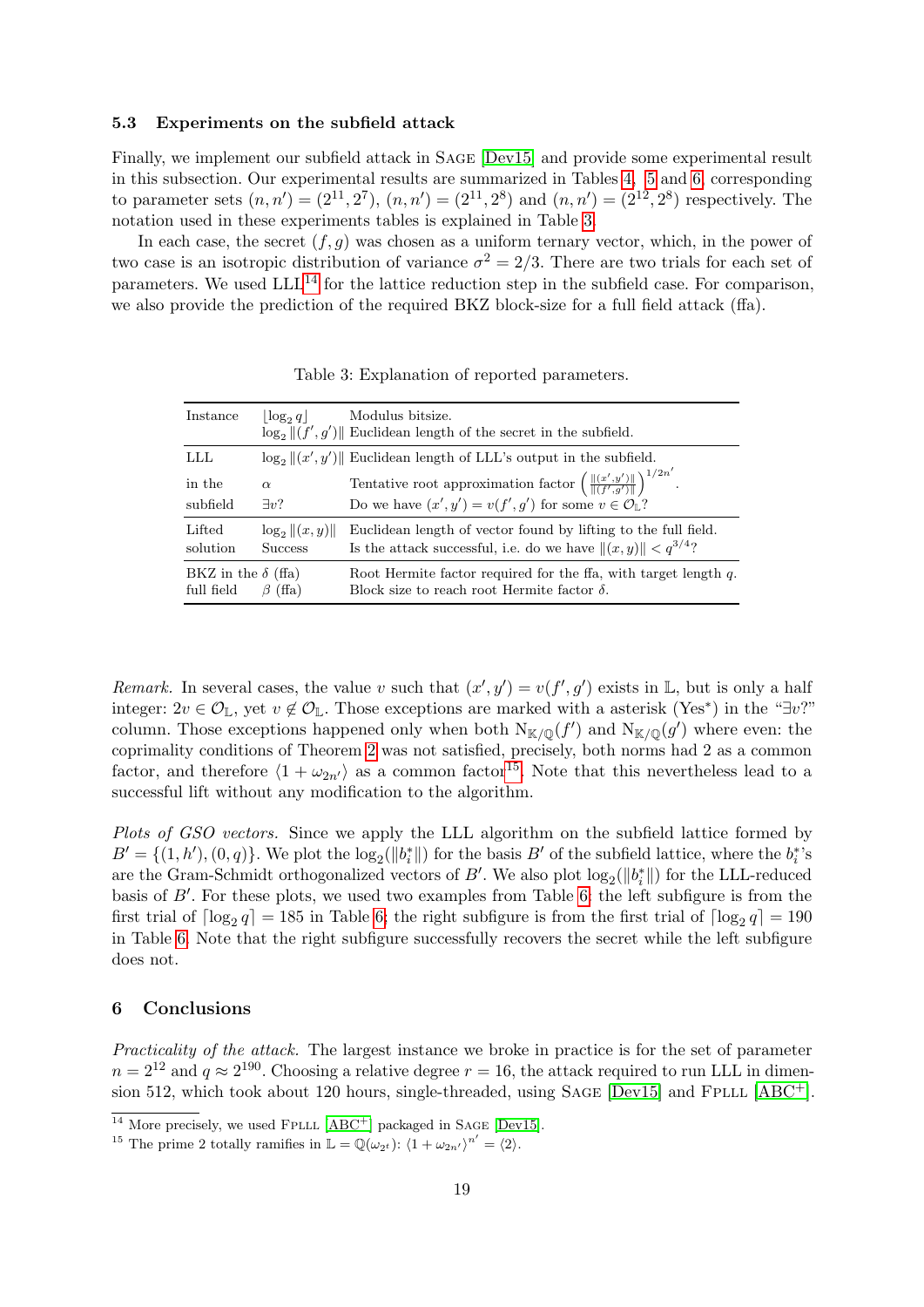### 5.3 Experiments on the subfield attack

Finally, we implement our subfield attack in Sage [Dev15] and provide some experimental result in this subsection. Our experimental results are summarized in Tables 4, 5 and 6, corresponding to parameter sets $(n, n') = (2^{11}, 2^7)$, $(n, n') = (2^{11}, 2^8)$ and $(n, n') = (2^{12}, 2^8)$ respectively. The notation used in these experiments tables is explained in Table 3.

In each case, the secret $(f, g)$ was chosen as a uniform ternary vector, which, in the power of two case is an isotropic distribution of variance $\sigma^2 = 2/3$. There are two trials for each set of parameters. We used LLL[14] for the lattice reduction step in the subfield case. For comparison, we also provide the prediction of the required BKZ block-size for a full field attack (ffa).

Table 3: Explanation of reported parameters.

| | | |
|---|---|---|
| Instance | $\lfloor \log_2 q \rfloor$ | Modulus bitsize. |
| | $\log_2 \|(f', g')\|$ | Euclidean length of the secret in the subfield. |
| LLL | $\log_2 \|(x', y')\|$ | Euclidean length of LLL's output in the subfield. |
| in the | $\alpha$ | Tentative root approximation factor $\left(\frac{\|(x',y')\|}{\|(f',g')\|}\right)^{1/2n'}$. |
| subfield | $\exists v$? | Do we have $(x', y') = v(f', g')$ for some $v \in \mathcal{O}_{\mathbb{L}}$? |
| Lifted | $\log_2 \|(x, y)\|$ | Euclidean length of vector found by lifting to the full field. |
| solution | Success | Is the attack successful, i.e. do we have $\|(x, y)\| < q^{3/4}$? |
| BKZ in the | $\delta$ (ffa) | Root Hermite factor required for the ffa, with target length $q$. |
| full field | $\beta$ (ffa) | Block size to reach root Hermite factor $\delta$. |

*Remark.* In several cases, the value $v$ such that $(x', y') = v(f', g')$ exists in $\mathbb{L}$, but is only a half integer: $2v \in \mathcal{O}_{\mathbb{L}}$, yet $v \notin \mathcal{O}_{\mathbb{L}}$. Those exceptions are marked with a asterisk (Yes*) in the "$\exists v$?" column. Those exceptions happened only when both $\mathrm{N}_{\mathbb{K}/\mathbb{Q}}(f')$ and $\mathrm{N}_{\mathbb{K}/\mathbb{Q}}(g')$ where even: the coprimality conditions of Theorem 2 was not satisfied, precisely, both norms had 2 as a common factor, and therefore $\langle 1 + \omega_{2n'} \rangle$ as a common factor[15]. Note that this nevertheless lead to a successful lift without any modification to the algorithm.

*Plots of GSO vectors.* Since we apply the LLL algorithm on the subfield lattice formed by $B' = \{(1, h'), (0, q)\}$. We plot the $\log_2(\|b_i^*\|)$ for the basis $B'$ of the subfield lattice, where the $b_i^*$'s are the Gram-Schmidt orthogonalized vectors of $B'$. We also plot $\log_2(\|b_i^*\|)$ for the LLL-reduced basis of $B'$. For these plots, we used two examples from Table 6: the left subfigure is from the first trial of $\lceil \log_2 q \rceil = 185$ in Table 6; the right subfigure is from the first trial of $\lceil \log_2 q \rceil = 190$ in Table 6. Note that the right subfigure successfully recovers the secret while the left subfigure does not.

## 6 Conclusions

*Practicality of the attack.* The largest instance we broke in practice is for the set of parameter $n = 2^{12}$ and $q \approx 2^{190}$. Choosing a relative degree $r = 16$, the attack required to run LLL in dimension 512, which took about 120 hours, single-threaded, using Sage [Dev15] and Fplll [ABC+].

[14] More precisely, we used Fplll [ABC+] packaged in Sage [Dev15].

[15] The prime 2 totally ramifies in $\mathbb{L} = \mathbb{Q}(\omega_{2^t})$: $\langle 1 + \omega_{2n'} \rangle^{n'} = \langle 2 \rangle$.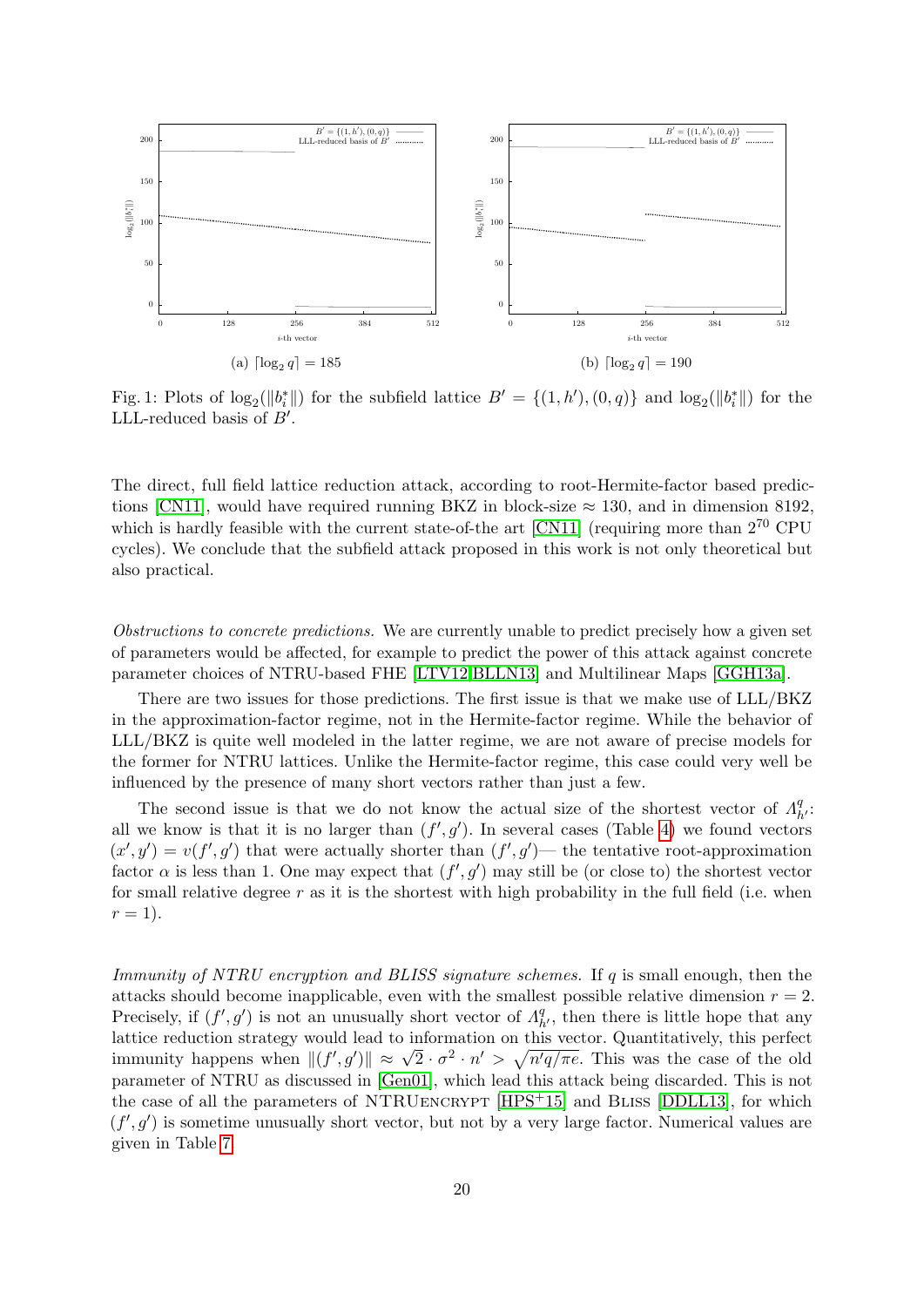Fig. 1: Plots of $\log_2(\|b_i^*\|)$ for the subfield lattice $B' = \{(1, h'), (0, q)\}$ and $\log_2(\|b_i^*\|)$ for the LLL-reduced basis of $B'$.

(a) $\lceil \log_2 q \rceil = 185$

(b) $\lceil \log_2 q \rceil = 190$

The direct, full field lattice reduction attack, according to root-Hermite-factor based predictions [CN11], would have required running BKZ in block-size $\approx 130$, and in dimension 8192, which is hardly feasible with the current state-of-the art [CN11] (requiring more than $2^{70}$ CPU cycles). We conclude that the subfield attack proposed in this work is not only theoretical but also practical.

*Obstructions to concrete predictions.* We are currently unable to predict precisely how a given set of parameters would be affected, for example to predict the power of this attack against concrete parameter choices of NTRU-based FHE [LTV12,BLLN13] and Multilinear Maps [GGH13a].

There are two issues for those predictions. The first issue is that we make use of LLL/BKZ in the approximation-factor regime, not in the Hermite-factor regime. While the behavior of LLL/BKZ is quite well modeled in the latter regime, we are not aware of precise models for the former for NTRU lattices. Unlike the Hermite-factor regime, this case could very well be influenced by the presence of many short vectors rather than just a few.

The second issue is that we do not know the actual size of the shortest vector of $\Lambda_{h'}^q$: all we know is that it is no larger than $(f', g')$. In several cases (Table 4) we found vectors $(x', y') = v(f', g')$ that were actually shorter than $(f', g')$— the tentative root-approximation factor $\alpha$ is less than 1. One may expect that $(f', g')$ may still be (or close to) the shortest vector for small relative degree $r$ as it is the shortest with high probability in the full field (i.e. when $r = 1$).

*Immunity of NTRU encryption and BLISS signature schemes.* If $q$ is small enough, then the attacks should become inapplicable, even with the smallest possible relative dimension $r = 2$. Precisely, if $(f', g')$ is not an unusually short vector of $\Lambda_{h'}^q$, then there is little hope that any lattice reduction strategy would lead to information on this vector. Quantitatively, this perfect immunity happens when $\|(f', g')\| \approx \sqrt{2} \cdot \sigma^2 \cdot n' > \sqrt{n'q/\pi e}$. This was the case of the old parameter of NTRU as discussed in [Gen01], which lead this attack being discarded. This is not the case of all the parameters of NTRUEncrypt [HPS+15] and Bliss [DDLL13], for which $(f', g')$ is sometime unusually short vector, but not by a very large factor. Numerical values are given in Table 7.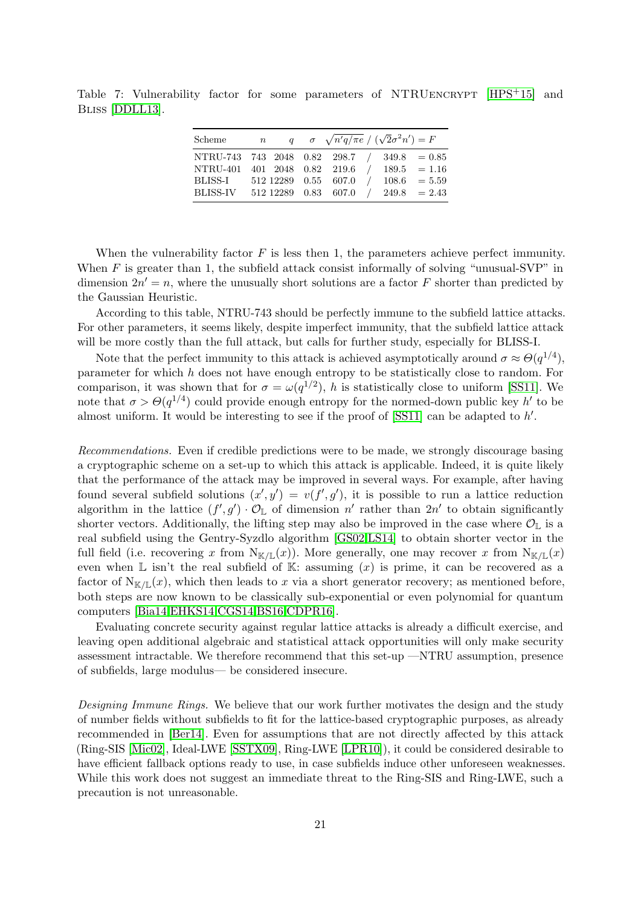Table 7: Vulnerability factor for some parameters of NTRUEncrypt [HPS+15] and Bliss [DDLL13].

| Scheme | $n$ | $q$ | $\sigma$ | $\sqrt{n'q/\pi e}$ | / | $(\sqrt{2}\sigma^2 n')$ | $= F$ |
|---|---|---|---|---|---|---|---|
| NTRU-743 | 743 | 2048 | 0.82 | 298.7 | / | 349.8 | = 0.85 |
| NTRU-401 | 401 | 2048 | 0.82 | 219.6 | / | 189.5 | = 1.16 |
| BLISS-I | 512 | 12289 | 0.55 | 607.0 | / | 108.6 | = 5.59 |
| BLISS-IV | 512 | 12289 | 0.83 | 607.0 | / | 249.8 | = 2.43 |

When the vulnerability factor $F$ is less then 1, the parameters achieve perfect immunity. When $F$ is greater than 1, the subfield attack consist informally of solving "unusual-SVP" in dimension $2n' = n$, where the unusually short solutions are a factor $F$ shorter than predicted by the Gaussian Heuristic.

According to this table, NTRU-743 should be perfectly immune to the subfield lattice attacks. For other parameters, it seems likely, despite imperfect immunity, that the subfield lattice attack will be more costly than the full attack, but calls for further study, especially for BLISS-I.

Note that the perfect immunity to this attack is achieved asymptotically around $\sigma \approx \Theta(q^{1/4})$, parameter for which $h$ does not have enough entropy to be statistically close to random. For comparison, it was shown that for $\sigma = \omega(q^{1/2})$, $h$ is statistically close to uniform [SS11]. We note that $\sigma > \Theta(q^{1/4})$ could provide enough entropy for the normed-down public key $h'$ to be almost uniform. It would be interesting to see if the proof of [SS11] can be adapted to $h'$.

*Recommendations.* Even if credible predictions were to be made, we strongly discourage basing a cryptographic scheme on a set-up to which this attack is applicable. Indeed, it is quite likely that the performance of the attack may be improved in several ways. For example, after having found several subfield solutions $(x', y') = v(f', g')$, it is possible to run a lattice reduction algorithm in the lattice $(f', g') \cdot \mathcal{O}_{\mathbb{L}}$ of dimension $n'$ rather than $2n'$ to obtain significantly shorter vectors. Additionally, the lifting step may also be improved in the case where $\mathcal{O}_{\mathbb{L}}$ is a real subfield using the Gentry-Syzdlo algorithm [GS02,LS14] to obtain shorter vector in the full field (i.e. recovering $x$ from $\mathrm{N}_{\mathbb{K}/\mathbb{L}}(x)$). More generally, one may recover $x$ from $\mathrm{N}_{\mathbb{K}/\mathbb{L}}(x)$ even when $\mathbb{L}$ isn't the real subfield of $\mathbb{K}$: assuming $(x)$ is prime, it can be recovered as a factor of $\mathrm{N}_{\mathbb{K}/\mathbb{L}}(x)$, which then leads to $x$ via a short generator recovery; as mentioned before, both steps are now known to be classically sub-exponential or even polynomial for quantum computers [Bia14,EHKS14,CGS14,BS16,CDPR16].

Evaluating concrete security against regular lattice attacks is already a difficult exercise, and leaving open additional algebraic and statistical attack opportunities will only make security assessment intractable. We therefore recommend that this set-up —NTRU assumption, presence of subfields, large modulus— be considered insecure.

*Designing Immune Rings.* We believe that our work further motivates the design and the study of number fields without subfields to fit for the lattice-based cryptographic purposes, as already recommended in [Ber14]. Even for assumptions that are not directly affected by this attack (Ring-SIS [Mic02], Ideal-LWE [SSTX09], Ring-LWE [LPR10]), it could be considered desirable to have efficient fallback options ready to use, in case subfields induce other unforeseen weaknesses. While this work does not suggest an immediate threat to the Ring-SIS and Ring-LWE, such a precaution is not unreasonable.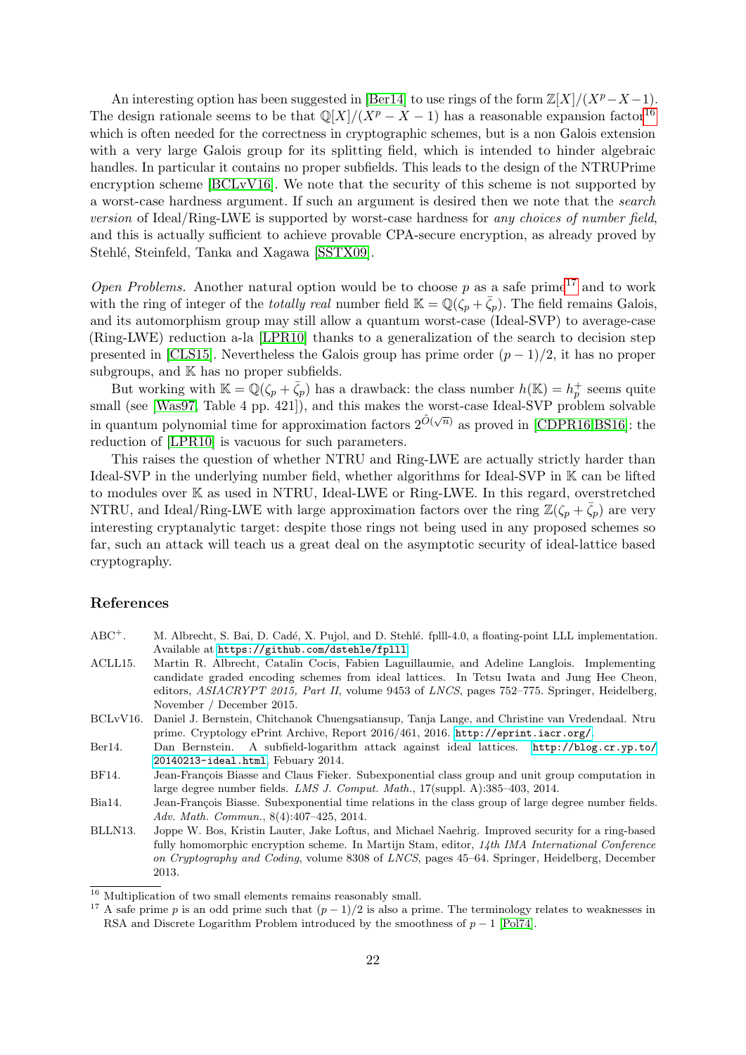An interesting option has been suggested in [Ber14] to use rings of the form $\mathbb{Z}[X]/(X^p - X - 1)$. The design rationale seems to be that $\mathbb{Q}[X]/(X^p - X - 1)$ has a reasonable expansion factor[16] which is often needed for the correctness in cryptographic schemes, but is a non Galois extension with a very large Galois group for its splitting field, which is intended to hinder algebraic handles. In particular it contains no proper subfields. This leads to the design of the NTRUPrime encryption scheme [BCLvV16]. We note that the security of this scheme is not supported by a worst-case hardness argument. If such an argument is desired then we note that the *search version* of Ideal/Ring-LWE is supported by worst-case hardness for *any choices of number field*, and this is actually sufficient to achieve provable CPA-secure encryption, as already proved by Stehlé, Steinfeld, Tanka and Xagawa [SSTX09].

*Open Problems.* Another natural option would be to choose $p$ as a safe prime[17] and to work with the ring of integer of the *totally real* number field $\mathbb{K} = \mathbb{Q}(\zeta_p + \bar{\zeta}_p)$. The field remains Galois, and its automorphism group may still allow a quantum worst-case (Ideal-SVP) to average-case (Ring-LWE) reduction a-la [LPR10] thanks to a generalization of the search to decision step presented in [CLS15]. Nevertheless the Galois group has prime order $(p-1)/2$, it has no proper subgroups, and $\mathbb{K}$ has no proper subfields.

But working with $\mathbb{K} = \mathbb{Q}(\zeta_p + \bar{\zeta}_p)$ has a drawback: the class number $h(\mathbb{K}) = h_p^+$ seems quite small (see [Was97, Table 4 pp. 421]), and this makes the worst-case Ideal-SVP problem solvable in quantum polynomial time for approximation factors $2^{\tilde{O}(\sqrt{n})}$ as proved in [CDPR16,BS16]: the reduction of [LPR10] is vacuous for such parameters.

This raises the question of whether NTRU and Ring-LWE are actually strictly harder than Ideal-SVP in the underlying number field, whether algorithms for Ideal-SVP in $\mathbb{K}$ can be lifted to modules over $\mathbb{K}$ as used in NTRU, Ideal-LWE or Ring-LWE. In this regard, overstretched NTRU, and Ideal/Ring-LWE with large approximation factors over the ring $\mathbb{Z}(\zeta_p + \bar{\zeta}_p)$ are very interesting cryptanalytic target: despite those rings not being used in any proposed schemes so far, such an attack will teach us a great deal on the asymptotic security of ideal-lattice based cryptography.

## References

- ABC$^+$. M. Albrecht, S. Bai, D. Cadé, X. Pujol, and D. Stehlé. fplll-4.0, a floating-point LLL implementation. Available at https://github.com/dstehle/fplll.
- ACLL15. Martin R. Albrecht, Catalin Cocis, Fabien Laguillaumie, and Adeline Langlois. Implementing candidate graded encoding schemes from ideal lattices. In Tetsu Iwata and Jung Hee Cheon, editors, *ASIACRYPT 2015, Part II*, volume 9453 of *LNCS*, pages 752–775. Springer, Heidelberg, November / December 2015.
- BCLvV16. Daniel J. Bernstein, Chitchanok Chuengsatiansup, Tanja Lange, and Christine van Vredendaal. Ntru prime. Cryptology ePrint Archive, Report 2016/461, 2016. http://eprint.iacr.org/.
- Ber14. Dan Bernstein. A subfield-logarithm attack against ideal lattices. http://blog.cr.yp.to/20140213-ideal.html, Febuary 2014.
- BF14. Jean-François Biasse and Claus Fieker. Subexponential class group and unit group computation in large degree number fields. *LMS J. Comput. Math.*, 17(suppl. A):385–403, 2014.
- Bia14. Jean-François Biasse. Subexponential time relations in the class group of large degree number fields. *Adv. Math. Commun.*, 8(4):407–425, 2014.
- BLLN13. Joppe W. Bos, Kristin Lauter, Jake Loftus, and Michael Naehrig. Improved security for a ring-based fully homomorphic encryption scheme. In Martijn Stam, editor, *14th IMA International Conference on Cryptography and Coding*, volume 8308 of *LNCS*, pages 45–64. Springer, Heidelberg, December 2013.

[16] Multiplication of two small elements remains reasonably small.

[17] A safe prime $p$ is an odd prime such that $(p-1)/2$ is also a prime. The terminology relates to weaknesses in RSA and Discrete Logarithm Problem introduced by the smoothness of $p-1$ [Pol74].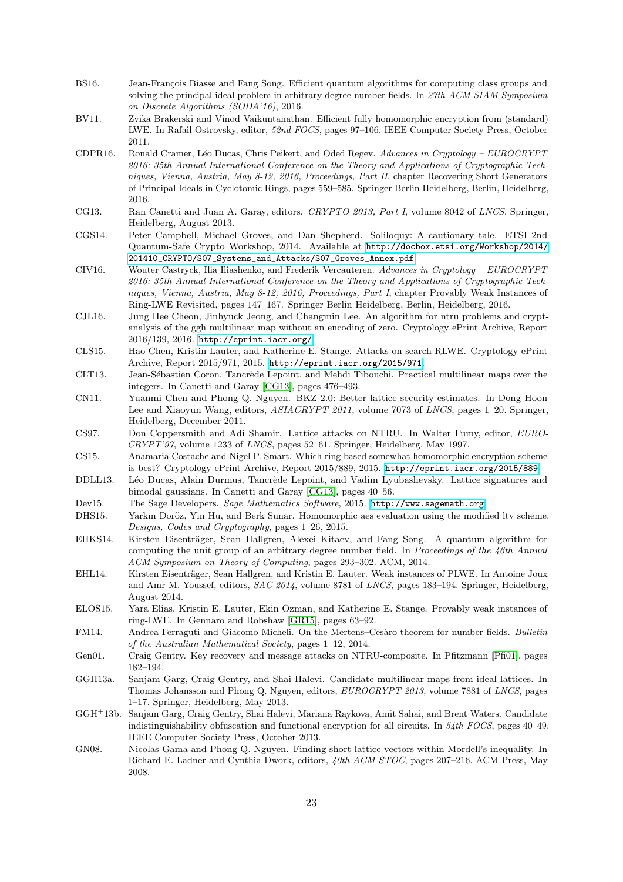BS16. Jean-François Biasse and Fang Song. Efficient quantum algorithms for computing class groups and solving the principal ideal problem in arbitrary degree number fields. In *27th ACM-SIAM Symposium on Discrete Algorithms (SODA'16)*, 2016.

BV11. Zvika Brakerski and Vinod Vaikuntanathan. Efficient fully homomorphic encryption from (standard) LWE. In Rafail Ostrovsky, editor, *52nd FOCS*, pages 97–106. IEEE Computer Society Press, October 2011.

CDPR16. Ronald Cramer, Léo Ducas, Chris Peikert, and Oded Regev. *Advances in Cryptology – EUROCRYPT 2016: 35th Annual International Conference on the Theory and Applications of Cryptographic Techniques, Vienna, Austria, May 8-12, 2016, Proceedings, Part II*, chapter Recovering Short Generators of Principal Ideals in Cyclotomic Rings, pages 559–585. Springer Berlin Heidelberg, Berlin, Heidelberg, 2016.

CG13. Ran Canetti and Juan A. Garay, editors. *CRYPTO 2013, Part I*, volume 8042 of *LNCS*. Springer, Heidelberg, August 2013.

CGS14. Peter Campbell, Michael Groves, and Dan Shepherd. Soliloquy: A cautionary tale. ETSI 2nd Quantum-Safe Crypto Workshop, 2014. Available at http://docbox.etsi.org/Workshop/2014/201410_CRYPTO/S07_Systems_and_Attacks/S07_Groves_Annex.pdf.

CIV16. Wouter Castryck, Ilia Iliashenko, and Frederik Vercauteren. *Advances in Cryptology – EUROCRYPT 2016: 35th Annual International Conference on the Theory and Applications of Cryptographic Techniques, Vienna, Austria, May 8-12, 2016, Proceedings, Part I*, chapter Provably Weak Instances of Ring-LWE Revisited, pages 147–167. Springer Berlin Heidelberg, Berlin, Heidelberg, 2016.

CJL16. Jung Hee Cheon, Jinhyuck Jeong, and Changmin Lee. An algorithm for ntru problems and cryptanalysis of the ggh multilinear map without an encoding of zero. Cryptology ePrint Archive, Report 2016/139, 2016. http://eprint.iacr.org/.

CLS15. Hao Chen, Kristin Lauter, and Katherine E. Stange. Attacks on search RLWE. Cryptology ePrint Archive, Report 2015/971, 2015. http://eprint.iacr.org/2015/971.

CLT13. Jean-Sébastien Coron, Tancrède Lepoint, and Mehdi Tibouchi. Practical multilinear maps over the integers. In Canetti and Garay [CG13], pages 476–493.

CN11. Yuanmi Chen and Phong Q. Nguyen. BKZ 2.0: Better lattice security estimates. In Dong Hoon Lee and Xiaoyun Wang, editors, *ASIACRYPT 2011*, volume 7073 of *LNCS*, pages 1–20. Springer, Heidelberg, December 2011.

CS97. Don Coppersmith and Adi Shamir. Lattice attacks on NTRU. In Walter Fumy, editor, *EUROCRYPT'97*, volume 1233 of *LNCS*, pages 52–61. Springer, Heidelberg, May 1997.

CS15. Anamaria Costache and Nigel P. Smart. Which ring based somewhat homomorphic encryption scheme is best? Cryptology ePrint Archive, Report 2015/889, 2015. http://eprint.iacr.org/2015/889.

DDLL13. Léo Ducas, Alain Durmus, Tancrède Lepoint, and Vadim Lyubashevsky. Lattice signatures and bimodal gaussians. In Canetti and Garay [CG13], pages 40–56.

Dev15. The Sage Developers. *Sage Mathematics Software*, 2015. http://www.sagemath.org.

DHS15. Yarkın Doröz, Yin Hu, and Berk Sunar. Homomorphic aes evaluation using the modified ltv scheme. *Designs, Codes and Cryptography*, pages 1–26, 2015.

EHKS14. Kirsten Eisenträger, Sean Hallgren, Alexei Kitaev, and Fang Song. A quantum algorithm for computing the unit group of an arbitrary degree number field. In *Proceedings of the 46th Annual ACM Symposium on Theory of Computing*, pages 293–302. ACM, 2014.

EHL14. Kirsten Eisenträger, Sean Hallgren, and Kristin E. Lauter. Weak instances of PLWE. In Antoine Joux and Amr M. Youssef, editors, *SAC 2014*, volume 8781 of *LNCS*, pages 183–194. Springer, Heidelberg, August 2014.

ELOS15. Yara Elias, Kristin E. Lauter, Ekin Ozman, and Katherine E. Stange. Provably weak instances of ring-LWE. In Gennaro and Robshaw [GR15], pages 63–92.

FM14. Andrea Ferraguti and Giacomo Micheli. On the Mertens–Cesàro theorem for number fields. *Bulletin of the Australian Mathematical Society*, pages 1–12, 2014.

Gen01. Craig Gentry. Key recovery and message attacks on NTRU-composite. In Pfitzmann [Pfi01], pages 182–194.

GGH13a. Sanjam Garg, Craig Gentry, and Shai Halevi. Candidate multilinear maps from ideal lattices. In Thomas Johansson and Phong Q. Nguyen, editors, *EUROCRYPT 2013*, volume 7881 of *LNCS*, pages 1–17. Springer, Heidelberg, May 2013.

GGH+13b. Sanjam Garg, Craig Gentry, Shai Halevi, Mariana Raykova, Amit Sahai, and Brent Waters. Candidate indistinguishability obfuscation and functional encryption for all circuits. In *54th FOCS*, pages 40–49. IEEE Computer Society Press, October 2013.

GN08. Nicolas Gama and Phong Q. Nguyen. Finding short lattice vectors within Mordell's inequality. In Richard E. Ladner and Cynthia Dwork, editors, *40th ACM STOC*, pages 207–216. ACM Press, May 2008.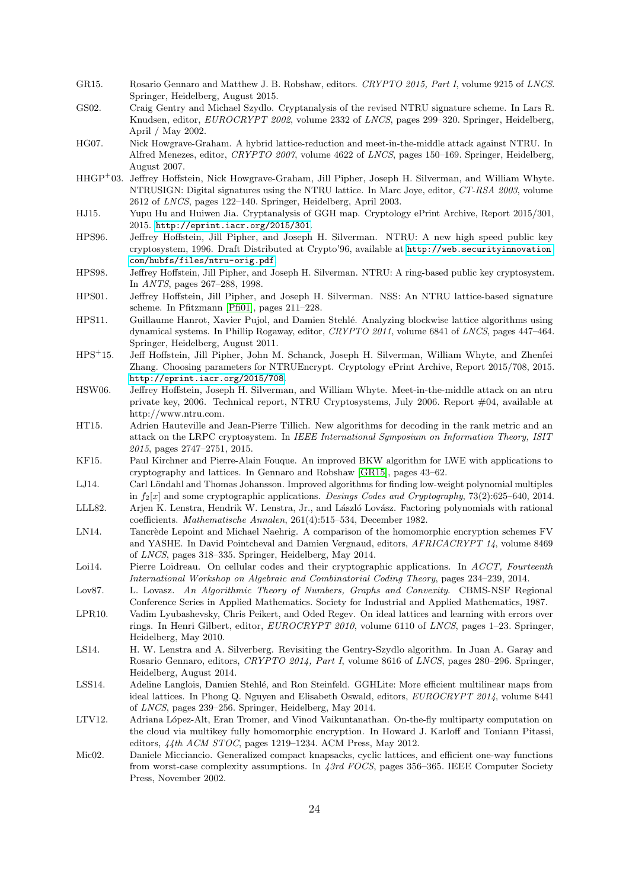GR15. Rosario Gennaro and Matthew J. B. Robshaw, editors. *CRYPTO 2015, Part I*, volume 9215 of *LNCS*. Springer, Heidelberg, August 2015.

GS02. Craig Gentry and Michael Szydlo. Cryptanalysis of the revised NTRU signature scheme. In Lars R. Knudsen, editor, *EUROCRYPT 2002*, volume 2332 of *LNCS*, pages 299–320. Springer, Heidelberg, April / May 2002.

HG07. Nick Howgrave-Graham. A hybrid lattice-reduction and meet-in-the-middle attack against NTRU. In Alfred Menezes, editor, *CRYPTO 2007*, volume 4622 of *LNCS*, pages 150–169. Springer, Heidelberg, August 2007.

HHGP+03. Jeffrey Hoffstein, Nick Howgrave-Graham, Jill Pipher, Joseph H. Silverman, and William Whyte. NTRUSIGN: Digital signatures using the NTRU lattice. In Marc Joye, editor, *CT-RSA 2003*, volume 2612 of *LNCS*, pages 122–140. Springer, Heidelberg, April 2003.

HJ15. Yupu Hu and Huiwen Jia. Cryptanalysis of GGH map. Cryptology ePrint Archive, Report 2015/301, 2015. http://eprint.iacr.org/2015/301.

HPS96. Jeffrey Hoffstein, Jill Pipher, and Joseph H. Silverman. NTRU: A new high speed public key cryptosystem, 1996. Draft Distributed at Crypto'96, available at http://web.securityinnovation.com/hubfs/files/ntru-orig.pdf.

HPS98. Jeffrey Hoffstein, Jill Pipher, and Joseph H. Silverman. NTRU: A ring-based public key cryptosystem. In *ANTS*, pages 267–288, 1998.

HPS01. Jeffrey Hoffstein, Jill Pipher, and Joseph H. Silverman. NSS: An NTRU lattice-based signature scheme. In Pfitzmann [Pfi01], pages 211–228.

HPS11. Guillaume Hanrot, Xavier Pujol, and Damien Stehlé. Analyzing blockwise lattice algorithms using dynamical systems. In Phillip Rogaway, editor, *CRYPTO 2011*, volume 6841 of *LNCS*, pages 447–464. Springer, Heidelberg, August 2011.

HPS+15. Jeff Hoffstein, Jill Pipher, John M. Schanck, Joseph H. Silverman, William Whyte, and Zhenfei Zhang. Choosing parameters for NTRUEncrypt. Cryptology ePrint Archive, Report 2015/708, 2015. http://eprint.iacr.org/2015/708.

HSW06. Jeffrey Hoffstein, Joseph H. Silverman, and William Whyte. Meet-in-the-middle attack on an ntru private key, 2006. Technical report, NTRU Cryptosystems, July 2006. Report #04, available at http://www.ntru.com.

HT15. Adrien Hauteville and Jean-Pierre Tillich. New algorithms for decoding in the rank metric and an attack on the LRPC cryptosystem. In *IEEE International Symposium on Information Theory, ISIT 2015*, pages 2747–2751, 2015.

KF15. Paul Kirchner and Pierre-Alain Fouque. An improved BKW algorithm for LWE with applications to cryptography and lattices. In Gennaro and Robshaw [GR15], pages 43–62.

LJ14. Carl Löndahl and Thomas Johansson. Improved algorithms for finding low-weight polynomial multiples in $f_2[x]$ and some cryptographic applications. *Desings Codes and Cryptography*, 73(2):625–640, 2014.

LLL82. Arjen K. Lenstra, Hendrik W. Lenstra, Jr., and László Lovász. Factoring polynomials with rational coefficients. *Mathematische Annalen*, 261(4):515–534, December 1982.

LN14. Tancrède Lepoint and Michael Naehrig. A comparison of the homomorphic encryption schemes FV and YASHE. In David Pointcheval and Damien Vergnaud, editors, *AFRICACRYPT 14*, volume 8469 of *LNCS*, pages 318–335. Springer, Heidelberg, May 2014.

Loi14. Pierre Loidreau. On cellular codes and their cryptographic applications. In *ACCT, Fourteenth International Workshop on Algebraic and Combinatorial Coding Theory*, pages 234–239, 2014.

Lov87. L. Lovasz. *An Algorithmic Theory of Numbers, Graphs and Convexity*. CBMS-NSF Regional Conference Series in Applied Mathematics. Society for Industrial and Applied Mathematics, 1987.

LPR10. Vadim Lyubashevsky, Chris Peikert, and Oded Regev. On ideal lattices and learning with errors over rings. In Henri Gilbert, editor, *EUROCRYPT 2010*, volume 6110 of *LNCS*, pages 1–23. Springer, Heidelberg, May 2010.

LS14. H. W. Lenstra and A. Silverberg. Revisiting the Gentry-Szydlo algorithm. In Juan A. Garay and Rosario Gennaro, editors, *CRYPTO 2014, Part I*, volume 8616 of *LNCS*, pages 280–296. Springer, Heidelberg, August 2014.

LSS14. Adeline Langlois, Damien Stehlé, and Ron Steinfeld. GGHLite: More efficient multilinear maps from ideal lattices. In Phong Q. Nguyen and Elisabeth Oswald, editors, *EUROCRYPT 2014*, volume 8441 of *LNCS*, pages 239–256. Springer, Heidelberg, May 2014.

LTV12. Adriana López-Alt, Eran Tromer, and Vinod Vaikuntanathan. On-the-fly multiparty computation on the cloud via multikey fully homomorphic encryption. In Howard J. Karloff and Toniann Pitassi, editors, *44th ACM STOC*, pages 1219–1234. ACM Press, May 2012.

Mic02. Daniele Micciancio. Generalized compact knapsacks, cyclic lattices, and efficient one-way functions from worst-case complexity assumptions. In *43rd FOCS*, pages 356–365. IEEE Computer Society Press, November 2002.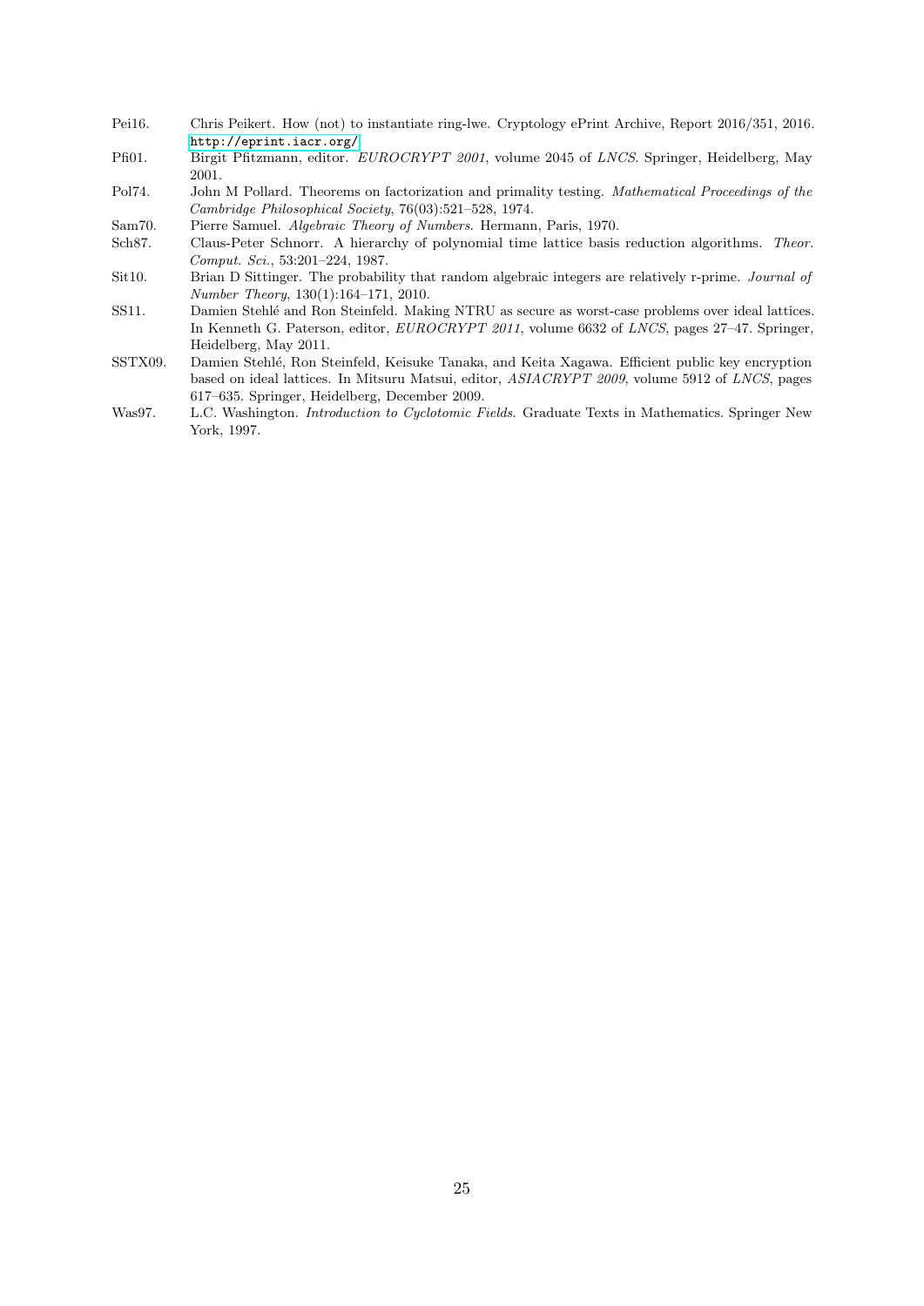- Pei16. Chris Peikert. How (not) to instantiate ring-lwe. Cryptology ePrint Archive, Report 2016/351, 2016. http://eprint.iacr.org/
- Pfi01. Birgit Pfitzmann, editor. *EUROCRYPT 2001*, volume 2045 of *LNCS*. Springer, Heidelberg, May 2001.
- Pol74. John M Pollard. Theorems on factorization and primality testing. *Mathematical Proceedings of the Cambridge Philosophical Society*, 76(03):521–528, 1974.
- Sam70. Pierre Samuel. *Algebraic Theory of Numbers*. Hermann, Paris, 1970.
- Sch87. Claus-Peter Schnorr. A hierarchy of polynomial time lattice basis reduction algorithms. *Theor. Comput. Sci.*, 53:201–224, 1987.
- Sit10. Brian D Sittinger. The probability that random algebraic integers are relatively r-prime. *Journal of Number Theory*, 130(1):164–171, 2010.
- SS11. Damien Stehlé and Ron Steinfeld. Making NTRU as secure as worst-case problems over ideal lattices. In Kenneth G. Paterson, editor, *EUROCRYPT 2011*, volume 6632 of *LNCS*, pages 27–47. Springer, Heidelberg, May 2011.
- SSTX09. Damien Stehlé, Ron Steinfeld, Keisuke Tanaka, and Keita Xagawa. Efficient public key encryption based on ideal lattices. In Mitsuru Matsui, editor, *ASIACRYPT 2009*, volume 5912 of *LNCS*, pages 617–635. Springer, Heidelberg, December 2009.
- Was97. L.C. Washington. *Introduction to Cyclotomic Fields*. Graduate Texts in Mathematics. Springer New York, 1997.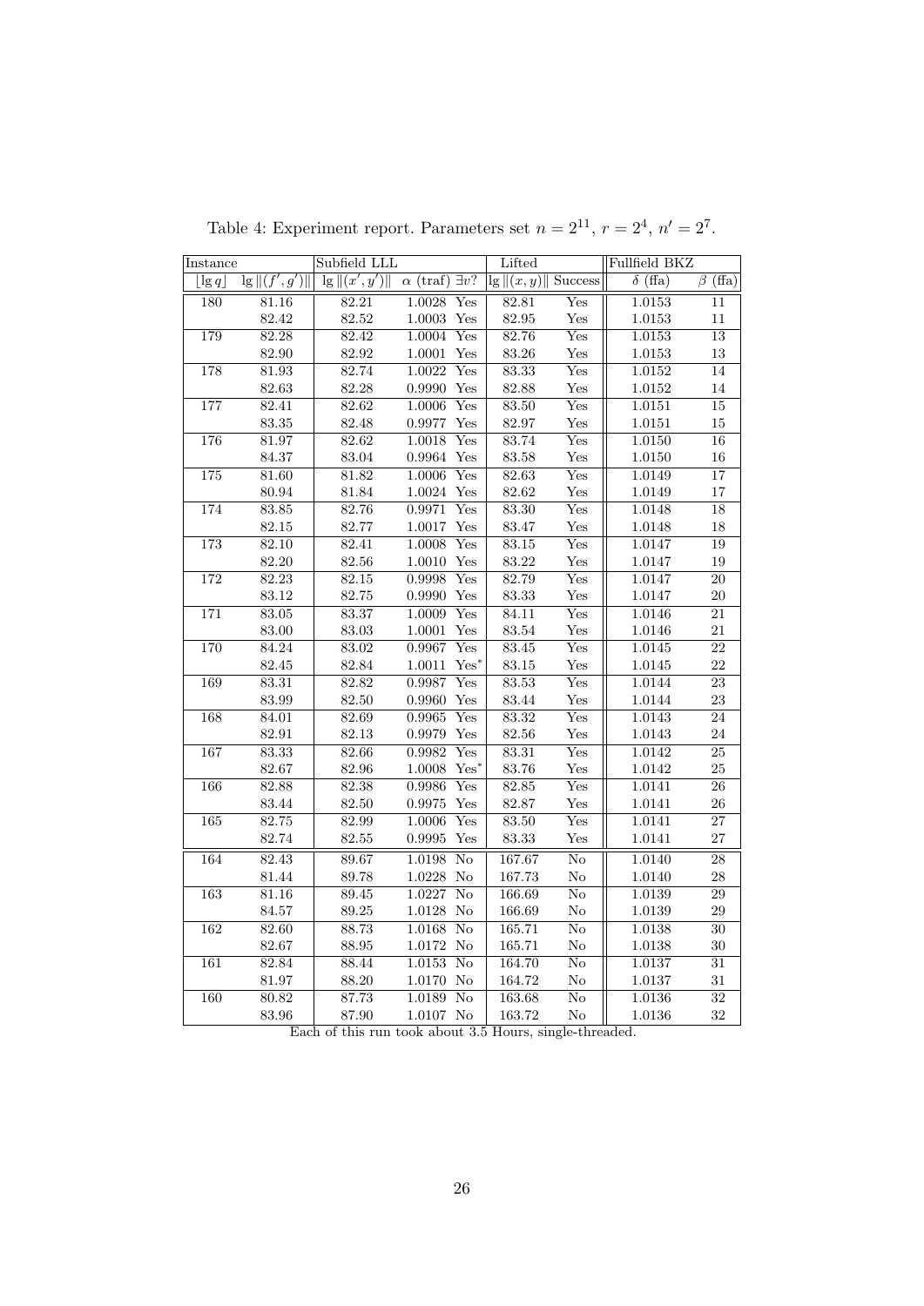Table 4: Experiment report. Parameters set $n = 2^{11}$, $r = 2^4$, $n' = 2^7$.

| Instance | | Subfield LLL | | | Lifted | | Fullfield BKZ | |
|---|---|---|---|---|---|---|---|---|
| $\lfloor \lg q \rfloor$ | $\lg \|(f', g')\|$ | $\lg \|(x', y')\|$ | $\alpha$ (traf) | $\exists v$? | $\lg \|(x, y)\|$ | Success | $\delta$ (ffa) | $\beta$ (ffa) |
| 180 | 81.16 | 82.21 | 1.0028 | Yes | 82.81 | Yes | 1.0153 | 11 |
| | 82.42 | 82.52 | 1.0003 | Yes | 82.95 | Yes | 1.0153 | 11 |
| 179 | 82.28 | 82.42 | 1.0004 | Yes | 82.76 | Yes | 1.0153 | 13 |
| | 82.90 | 82.92 | 1.0001 | Yes | 83.26 | Yes | 1.0153 | 13 |
| 178 | 81.93 | 82.74 | 1.0022 | Yes | 83.33 | Yes | 1.0152 | 14 |
| | 82.63 | 82.28 | 0.9990 | Yes | 82.88 | Yes | 1.0152 | 14 |
| 177 | 82.41 | 82.62 | 1.0006 | Yes | 83.50 | Yes | 1.0151 | 15 |
| | 83.35 | 82.48 | 0.9977 | Yes | 82.97 | Yes | 1.0151 | 15 |
| 176 | 81.97 | 82.62 | 1.0018 | Yes | 83.74 | Yes | 1.0150 | 16 |
| | 84.37 | 83.04 | 0.9964 | Yes | 83.58 | Yes | 1.0150 | 16 |
| 175 | 81.60 | 81.82 | 1.0006 | Yes | 82.63 | Yes | 1.0149 | 17 |
| | 80.94 | 81.84 | 1.0024 | Yes | 82.62 | Yes | 1.0149 | 17 |
| 174 | 83.85 | 82.76 | 0.9971 | Yes | 83.30 | Yes | 1.0148 | 18 |
| | 82.15 | 82.77 | 1.0017 | Yes | 83.47 | Yes | 1.0148 | 18 |
| 173 | 82.10 | 82.41 | 1.0008 | Yes | 83.15 | Yes | 1.0147 | 19 |
| | 82.20 | 82.56 | 1.0010 | Yes | 83.22 | Yes | 1.0147 | 19 |
| 172 | 82.23 | 82.15 | 0.9998 | Yes | 82.79 | Yes | 1.0147 | 20 |
| | 83.12 | 82.75 | 0.9990 | Yes | 83.33 | Yes | 1.0147 | 20 |
| 171 | 83.05 | 83.37 | 1.0009 | Yes | 84.11 | Yes | 1.0146 | 21 |
| | 83.00 | 83.03 | 1.0001 | Yes | 83.54 | Yes | 1.0146 | 21 |
| 170 | 84.24 | 83.02 | 0.9967 | Yes | 83.45 | Yes | 1.0145 | 22 |
| | 82.45 | 82.84 | 1.0011 | Yes* | 83.15 | Yes | 1.0145 | 22 |
| 169 | 83.31 | 82.82 | 0.9987 | Yes | 83.53 | Yes | 1.0144 | 23 |
| | 83.99 | 82.50 | 0.9960 | Yes | 83.44 | Yes | 1.0144 | 23 |
| 168 | 84.01 | 82.69 | 0.9965 | Yes | 83.32 | Yes | 1.0143 | 24 |
| | 82.91 | 82.13 | 0.9979 | Yes | 82.56 | Yes | 1.0143 | 24 |
| 167 | 83.33 | 82.66 | 0.9982 | Yes | 83.31 | Yes | 1.0142 | 25 |
| | 82.67 | 82.96 | 1.0008 | Yes* | 83.76 | Yes | 1.0142 | 25 |
| 166 | 82.88 | 82.38 | 0.9986 | Yes | 82.85 | Yes | 1.0141 | 26 |
| | 83.44 | 82.50 | 0.9975 | Yes | 82.87 | Yes | 1.0141 | 26 |
| 165 | 82.75 | 82.99 | 1.0006 | Yes | 83.50 | Yes | 1.0141 | 27 |
| | 82.74 | 82.55 | 0.9995 | Yes | 83.33 | Yes | 1.0141 | 27 |
| 164 | 82.43 | 89.67 | 1.0198 | No | 167.67 | No | 1.0140 | 28 |
| | 81.44 | 89.78 | 1.0228 | No | 167.73 | No | 1.0140 | 28 |
| 163 | 81.16 | 89.45 | 1.0227 | No | 166.69 | No | 1.0139 | 29 |
| | 84.57 | 89.25 | 1.0128 | No | 166.69 | No | 1.0139 | 29 |
| 162 | 82.60 | 88.73 | 1.0168 | No | 165.71 | No | 1.0138 | 30 |
| | 82.67 | 88.95 | 1.0172 | No | 165.71 | No | 1.0138 | 30 |
| 161 | 82.84 | 88.44 | 1.0153 | No | 164.70 | No | 1.0137 | 31 |
| | 81.97 | 88.20 | 1.0170 | No | 164.72 | No | 1.0137 | 31 |
| 160 | 80.82 | 87.73 | 1.0189 | No | 163.68 | No | 1.0136 | 32 |
| | 83.96 | 87.90 | 1.0107 | No | 163.72 | No | 1.0136 | 32 |

Each of this run took about 3.5 Hours, single-threaded.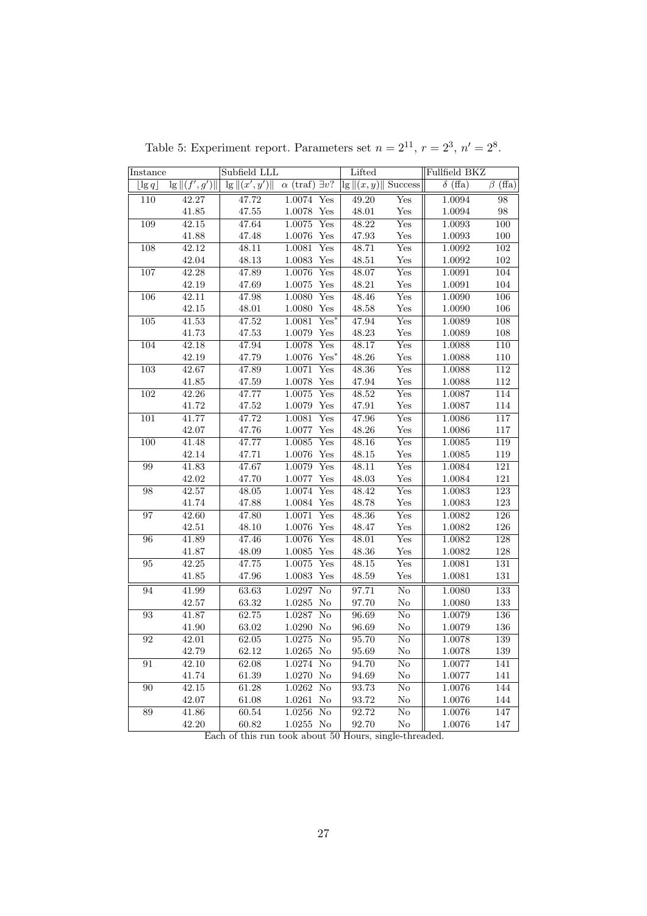Table 5: Experiment report. Parameters set $n = 2^{11}$, $r = 2^3$, $n' = 2^8$.

| Instance | | Subfield LLL | | | Lifted | | Fullfield BKZ | |
|---|---|---|---|---|---|---|---|---|
| $\lfloor \lg q \rfloor$ | $\lg \|(f', g')\|$ | $\lg \|(x', y')\|$ | $\alpha$ (traf) | $\exists v$? | $\lg \|(x, y)\|$ | Success | $\delta$ (ffa) | $\beta$ (ffa) |
| 110 | 42.27 | 47.72 | 1.0074 | Yes | 49.20 | Yes | 1.0094 | 98 |
| | 41.85 | 47.55 | 1.0078 | Yes | 48.01 | Yes | 1.0094 | 98 |
| 109 | 42.15 | 47.64 | 1.0075 | Yes | 48.22 | Yes | 1.0093 | 100 |
| | 41.88 | 47.48 | 1.0076 | Yes | 47.93 | Yes | 1.0093 | 100 |
| 108 | 42.12 | 48.11 | 1.0081 | Yes | 48.71 | Yes | 1.0092 | 102 |
| | 42.04 | 48.13 | 1.0083 | Yes | 48.51 | Yes | 1.0092 | 102 |
| 107 | 42.28 | 47.89 | 1.0076 | Yes | 48.07 | Yes | 1.0091 | 104 |
| | 42.19 | 47.69 | 1.0075 | Yes | 48.21 | Yes | 1.0091 | 104 |
| 106 | 42.11 | 47.98 | 1.0080 | Yes | 48.46 | Yes | 1.0090 | 106 |
| | 42.15 | 48.01 | 1.0080 | Yes | 48.58 | Yes | 1.0090 | 106 |
| 105 | 41.53 | 47.52 | 1.0081 | Yes* | 47.94 | Yes | 1.0089 | 108 |
| | 41.73 | 47.53 | 1.0079 | Yes | 48.23 | Yes | 1.0089 | 108 |
| 104 | 42.18 | 47.94 | 1.0078 | Yes | 48.17 | Yes | 1.0088 | 110 |
| | 42.19 | 47.79 | 1.0076 | Yes* | 48.26 | Yes | 1.0088 | 110 |
| 103 | 42.67 | 47.89 | 1.0071 | Yes | 48.36 | Yes | 1.0088 | 112 |
| | 41.85 | 47.59 | 1.0078 | Yes | 47.94 | Yes | 1.0088 | 112 |
| 102 | 42.26 | 47.77 | 1.0075 | Yes | 48.52 | Yes | 1.0087 | 114 |
| | 41.72 | 47.52 | 1.0079 | Yes | 47.91 | Yes | 1.0087 | 114 |
| 101 | 41.77 | 47.72 | 1.0081 | Yes | 47.96 | Yes | 1.0086 | 117 |
| | 42.07 | 47.76 | 1.0077 | Yes | 48.26 | Yes | 1.0086 | 117 |
| 100 | 41.48 | 47.77 | 1.0085 | Yes | 48.16 | Yes | 1.0085 | 119 |
| | 42.14 | 47.71 | 1.0076 | Yes | 48.15 | Yes | 1.0085 | 119 |
| 99 | 41.83 | 47.67 | 1.0079 | Yes | 48.11 | Yes | 1.0084 | 121 |
| | 42.02 | 47.70 | 1.0077 | Yes | 48.03 | Yes | 1.0084 | 121 |
| 98 | 42.57 | 48.05 | 1.0074 | Yes | 48.42 | Yes | 1.0083 | 123 |
| | 41.74 | 47.88 | 1.0084 | Yes | 48.78 | Yes | 1.0083 | 123 |
| 97 | 42.60 | 47.80 | 1.0071 | Yes | 48.36 | Yes | 1.0082 | 126 |
| | 42.51 | 48.10 | 1.0076 | Yes | 48.47 | Yes | 1.0082 | 126 |
| 96 | 41.89 | 47.46 | 1.0076 | Yes | 48.01 | Yes | 1.0082 | 128 |
| | 41.87 | 48.09 | 1.0085 | Yes | 48.36 | Yes | 1.0082 | 128 |
| 95 | 42.25 | 47.75 | 1.0075 | Yes | 48.15 | Yes | 1.0081 | 131 |
| | 41.85 | 47.96 | 1.0083 | Yes | 48.59 | Yes | 1.0081 | 131 |
| 94 | 41.99 | 63.63 | 1.0297 | No | 97.71 | No | 1.0080 | 133 |
| | 42.57 | 63.32 | 1.0285 | No | 97.70 | No | 1.0080 | 133 |
| 93 | 41.87 | 62.75 | 1.0287 | No | 96.69 | No | 1.0079 | 136 |
| | 41.90 | 63.02 | 1.0290 | No | 96.69 | No | 1.0079 | 136 |
| 92 | 42.01 | 62.05 | 1.0275 | No | 95.70 | No | 1.0078 | 139 |
| | 42.79 | 62.12 | 1.0265 | No | 95.69 | No | 1.0078 | 139 |
| 91 | 42.10 | 62.08 | 1.0274 | No | 94.70 | No | 1.0077 | 141 |
| | 41.74 | 61.39 | 1.0270 | No | 94.69 | No | 1.0077 | 141 |
| 90 | 42.15 | 61.28 | 1.0262 | No | 93.73 | No | 1.0076 | 144 |
| | 42.07 | 61.08 | 1.0261 | No | 93.72 | No | 1.0076 | 144 |
| 89 | 41.86 | 60.54 | 1.0256 | No | 92.72 | No | 1.0076 | 147 |
| | 42.20 | 60.82 | 1.0255 | No | 92.70 | No | 1.0076 | 147 |

Each of this run took about 50 Hours, single-threaded.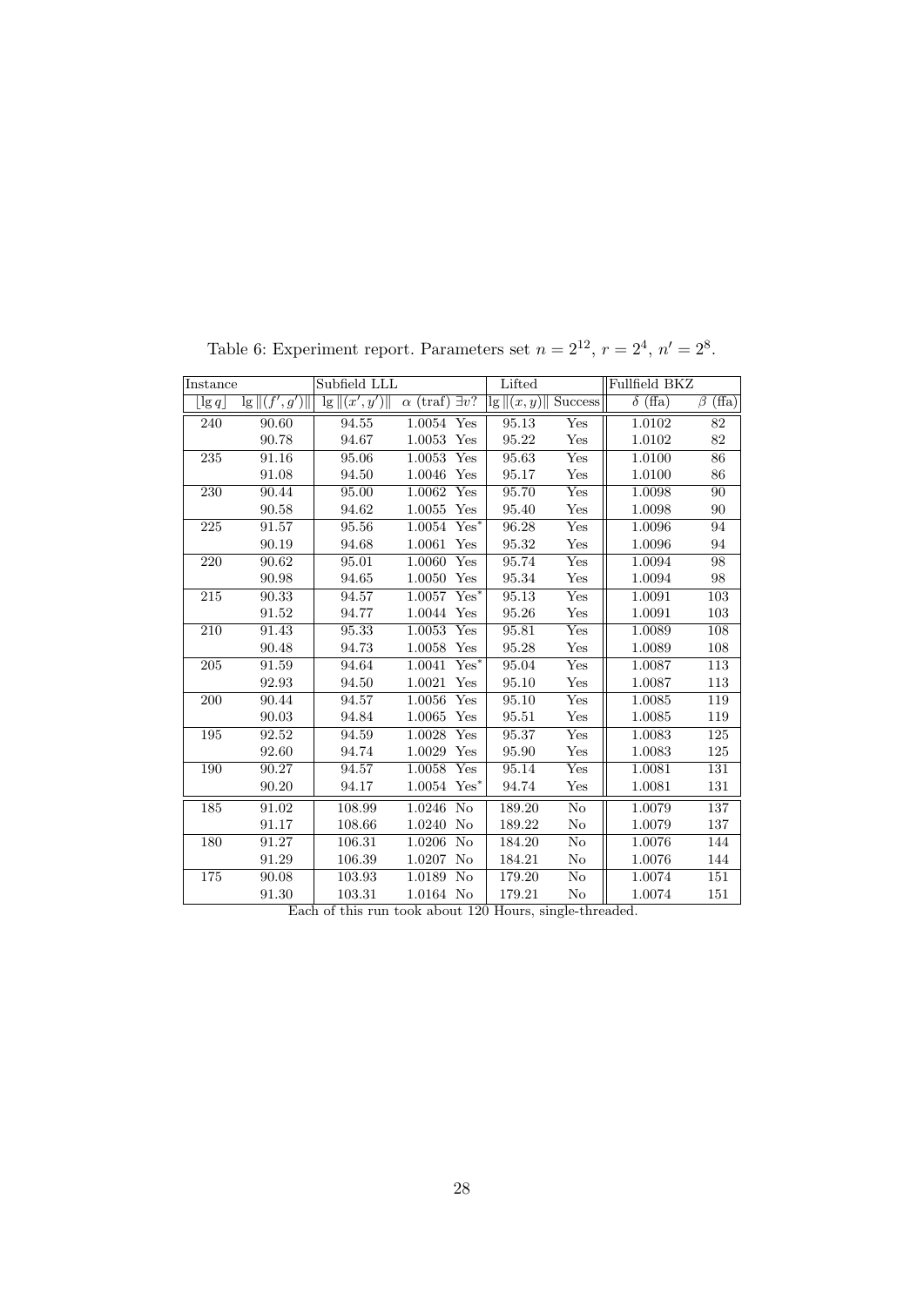Table 6: Experiment report. Parameters set $n = 2^{12}$, $r = 2^4$, $n' = 2^8$.

| Instance | | Subfield LLL | | | Lifted | | Fullfield BKZ | |
|---|---|---|---|---|---|---|---|---|
| $\lfloor \lg q \rfloor$ | $\lg \|(f', g')\|$ | $\lg \|(x', y')\|$ | $\alpha$ (traf) | $\exists v$? | $\lg \|(x, y)\|$ | Success | $\delta$ (ffa) | $\beta$ (ffa) |
| 240 | 90.60 | 94.55 | 1.0054 | Yes | 95.13 | Yes | 1.0102 | 82 |
| | 90.78 | 94.67 | 1.0053 | Yes | 95.22 | Yes | 1.0102 | 82 |
| 235 | 91.16 | 95.06 | 1.0053 | Yes | 95.63 | Yes | 1.0100 | 86 |
| | 91.08 | 94.50 | 1.0046 | Yes | 95.17 | Yes | 1.0100 | 86 |
| 230 | 90.44 | 95.00 | 1.0062 | Yes | 95.70 | Yes | 1.0098 | 90 |
| | 90.58 | 94.62 | 1.0055 | Yes | 95.40 | Yes | 1.0098 | 90 |
| 225 | 91.57 | 95.56 | 1.0054 | Yes* | 96.28 | Yes | 1.0096 | 94 |
| | 90.19 | 94.68 | 1.0061 | Yes | 95.32 | Yes | 1.0096 | 94 |
| 220 | 90.62 | 95.01 | 1.0060 | Yes | 95.74 | Yes | 1.0094 | 98 |
| | 90.98 | 94.65 | 1.0050 | Yes | 95.34 | Yes | 1.0094 | 98 |
| 215 | 90.33 | 94.57 | 1.0057 | Yes* | 95.13 | Yes | 1.0091 | 103 |
| | 91.52 | 94.77 | 1.0044 | Yes | 95.26 | Yes | 1.0091 | 103 |
| 210 | 91.43 | 95.33 | 1.0053 | Yes | 95.81 | Yes | 1.0089 | 108 |
| | 90.48 | 94.73 | 1.0058 | Yes | 95.28 | Yes | 1.0089 | 108 |
| 205 | 91.59 | 94.64 | 1.0041 | Yes* | 95.04 | Yes | 1.0087 | 113 |
| | 92.93 | 94.50 | 1.0021 | Yes | 95.10 | Yes | 1.0087 | 113 |
| 200 | 90.44 | 94.57 | 1.0056 | Yes | 95.10 | Yes | 1.0085 | 119 |
| | 90.03 | 94.84 | 1.0065 | Yes | 95.51 | Yes | 1.0085 | 119 |
| 195 | 92.52 | 94.59 | 1.0028 | Yes | 95.37 | Yes | 1.0083 | 125 |
| | 92.60 | 94.74 | 1.0029 | Yes | 95.90 | Yes | 1.0083 | 125 |
| 190 | 90.27 | 94.57 | 1.0058 | Yes | 95.14 | Yes | 1.0081 | 131 |
| | 90.20 | 94.17 | 1.0054 | Yes* | 94.74 | Yes | 1.0081 | 131 |
| 185 | 91.02 | 108.99 | 1.0246 | No | 189.20 | No | 1.0079 | 137 |
| | 91.17 | 108.66 | 1.0240 | No | 189.22 | No | 1.0079 | 137 |
| 180 | 91.27 | 106.31 | 1.0206 | No | 184.20 | No | 1.0076 | 144 |
| | 91.29 | 106.39 | 1.0207 | No | 184.21 | No | 1.0076 | 144 |
| 175 | 90.08 | 103.93 | 1.0189 | No | 179.20 | No | 1.0074 | 151 |
| | 91.30 | 103.31 | 1.0164 | No | 179.21 | No | 1.0074 | 151 |

Each of this run took about 120 Hours, single-threaded.